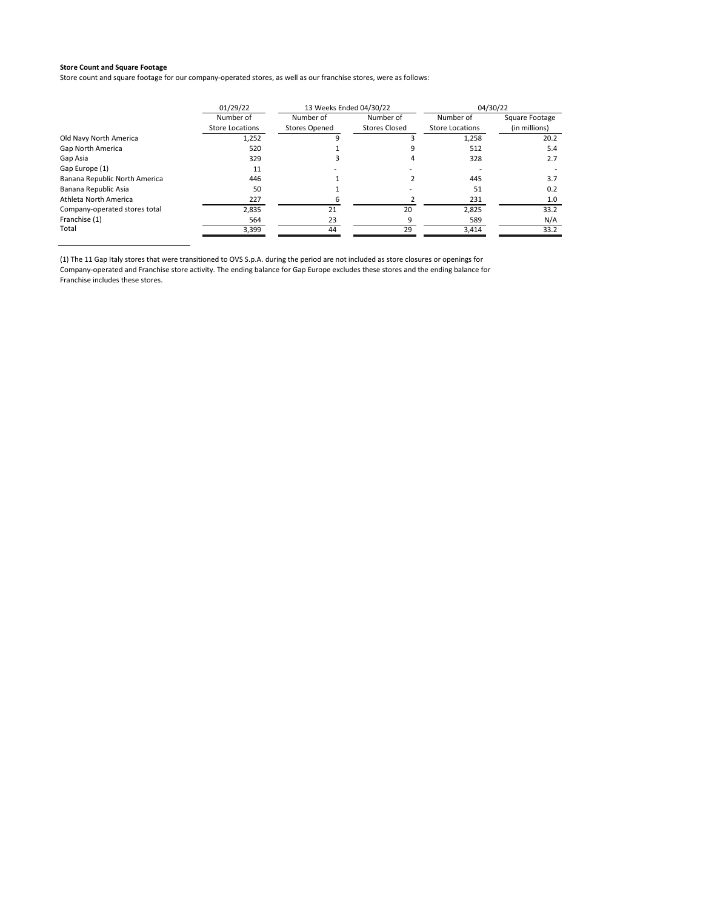**Store Count and Square Footage**

Store count and square footage for our company-operated stores, as well as our franchise stores, were as follows:

| | 01/29/22 | 13 Weeks Ended 04/30/22 | | 04/30/22 | |
|---|---|---|---|---|---|
| | Number of Store Locations | Number of Stores Opened | Number of Stores Closed | Number of Store Locations | Square Footage (in millions) |
| Old Navy North America | 1,252 | 9 | 3 | 1,258 | 20.2 |
| Gap North America | 520 | 1 | 9 | 512 | 5.4 |
| Gap Asia | 329 | 3 | 4 | 328 | 2.7 |
| Gap Europe (1) | 11 | - | - | - | - |
| Banana Republic North America | 446 | 1 | 2 | 445 | 3.7 |
| Banana Republic Asia | 50 | 1 | - | 51 | 0.2 |
| Athleta North America | 227 | 6 | 2 | 231 | 1.0 |
| Company-operated stores total | 2,835 | 21 | 20 | 2,825 | 33.2 |
| Franchise (1) | 564 | 23 | 9 | 589 | N/A |
| Total | 3,399 | 44 | 29 | 3,414 | 33.2 |

(1) The 11 Gap Italy stores that were transitioned to OVS S.p.A. during the period are not included as store closures or openings for Company-operated and Franchise store activity. The ending balance for Gap Europe excludes these stores and the ending balance for Franchise includes these stores.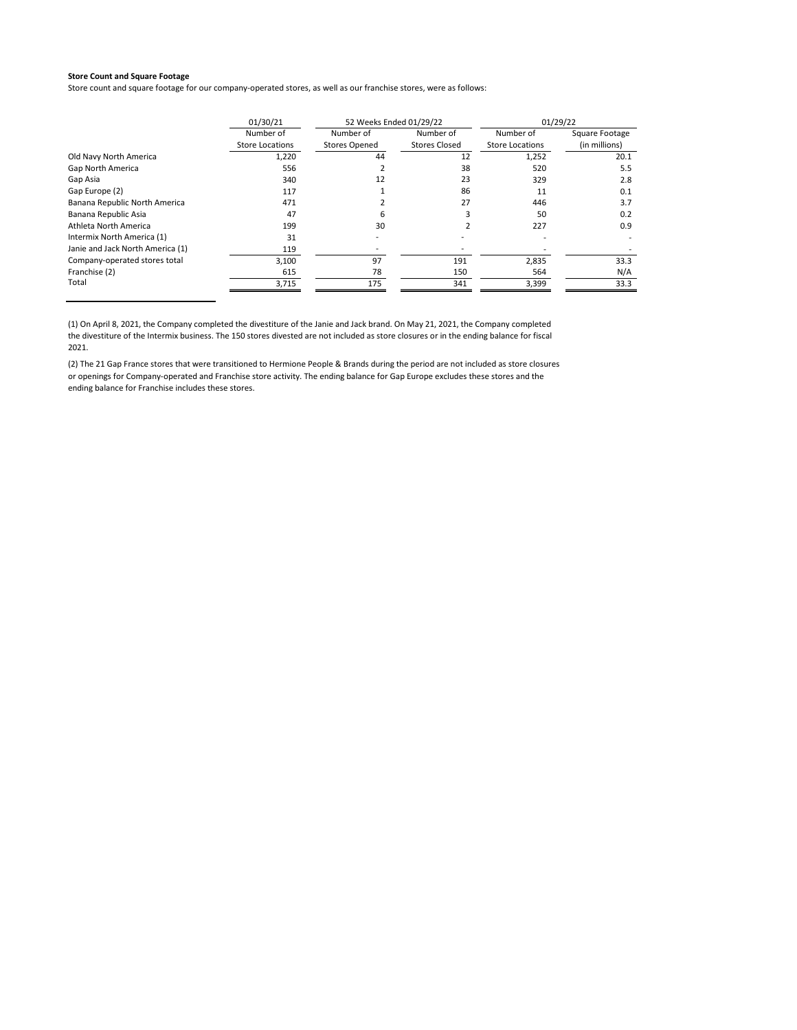**Store Count and Square Footage**

Store count and square footage for our company-operated stores, as well as our franchise stores, were as follows:

| | 01/30/21 | 52 Weeks Ended 01/29/22 | | 01/29/22 | |
|---|---|---|---|---|---|
| | Number of Store Locations | Number of Stores Opened | Number of Stores Closed | Number of Store Locations | Square Footage (in millions) |
| Old Navy North America | 1,220 | 44 | 12 | 1,252 | 20.1 |
| Gap North America | 556 | 2 | 38 | 520 | 5.5 |
| Gap Asia | 340 | 12 | 23 | 329 | 2.8 |
| Gap Europe (2) | 117 | 1 | 86 | 11 | 0.1 |
| Banana Republic North America | 471 | 2 | 27 | 446 | 3.7 |
| Banana Republic Asia | 47 | 6 | 3 | 50 | 0.2 |
| Athleta North America | 199 | 30 | 2 | 227 | 0.9 |
| Intermix North America (1) | 31 | - | - | - | - |
| Janie and Jack North America (1) | 119 | - | - | - | - |
| Company-operated stores total | 3,100 | 97 | 191 | 2,835 | 33.3 |
| Franchise (2) | 615 | 78 | 150 | 564 | N/A |
| Total | 3,715 | 175 | 341 | 3,399 | 33.3 |

(1) On April 8, 2021, the Company completed the divestiture of the Janie and Jack brand. On May 21, 2021, the Company completed the divestiture of the Intermix business. The 150 stores divested are not included as store closures or in the ending balance for fiscal 2021.

(2) The 21 Gap France stores that were transitioned to Hermione People & Brands during the period are not included as store closures or openings for Company-operated and Franchise store activity. The ending balance for Gap Europe excludes these stores and the ending balance for Franchise includes these stores.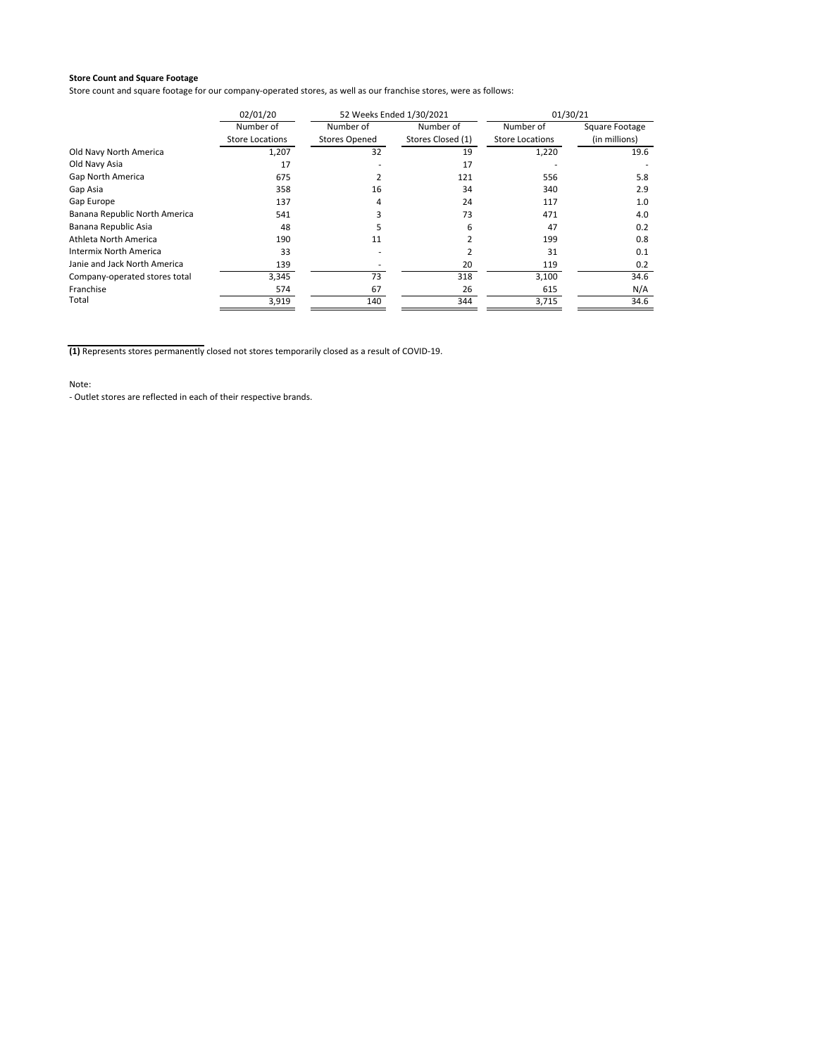**Store Count and Square Footage**

Store count and square footage for our company-operated stores, as well as our franchise stores, were as follows:

| | 02/01/20 | 52 Weeks Ended 1/30/2021 | | 01/30/21 | |
|---|---|---|---|---|---|
| | Number of Store Locations | Number of Stores Opened | Number of Stores Closed (1) | Number of Store Locations | Square Footage (in millions) |
| Old Navy North America | 1,207 | 32 | 19 | 1,220 | 19.6 |
| Old Navy Asia | 17 | - | 17 | - | - |
| Gap North America | 675 | 2 | 121 | 556 | 5.8 |
| Gap Asia | 358 | 16 | 34 | 340 | 2.9 |
| Gap Europe | 137 | 4 | 24 | 117 | 1.0 |
| Banana Republic North America | 541 | 3 | 73 | 471 | 4.0 |
| Banana Republic Asia | 48 | 5 | 6 | 47 | 0.2 |
| Athleta North America | 190 | 11 | 2 | 199 | 0.8 |
| Intermix North America | 33 | - | 2 | 31 | 0.1 |
| Janie and Jack North America | 139 | - | 20 | 119 | 0.2 |
| Company-operated stores total | 3,345 | 73 | 318 | 3,100 | 34.6 |
| Franchise | 574 | 67 | 26 | 615 | N/A |
| Total | 3,919 | 140 | 344 | 3,715 | 34.6 |

**(1)** Represents stores permanently closed not stores temporarily closed as a result of COVID-19.

Note:

- Outlet stores are reflected in each of their respective brands.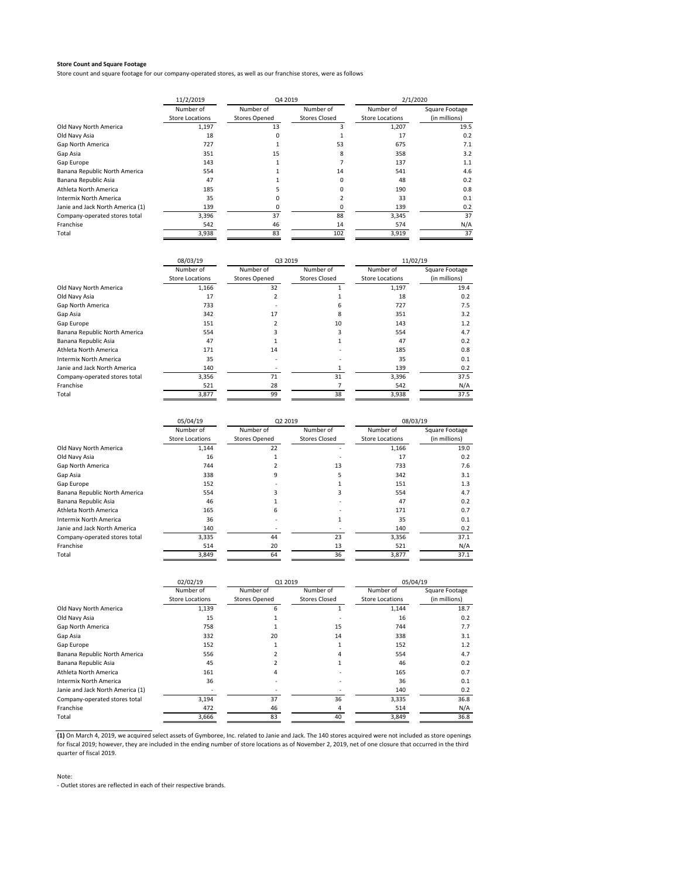**Store Count and Square Footage**

Store count and square footage for our company-operated stores, as well as our franchise stores, were as follows

| | 11/2/2019 | Q4 2019 | | 2/1/2020 | |
|---|---|---|---|---|---|
| | Number of Store Locations | Number of Stores Opened | Number of Stores Closed | Number of Store Locations | Square Footage (in millions) |
| Old Navy North America | 1,197 | 13 | 3 | 1,207 | 19.5 |
| Old Navy Asia | 18 | 0 | 1 | 17 | 0.2 |
| Gap North America | 727 | 1 | 53 | 675 | 7.1 |
| Gap Asia | 351 | 15 | 8 | 358 | 3.2 |
| Gap Europe | 143 | 1 | 7 | 137 | 1.1 |
| Banana Republic North America | 554 | 1 | 14 | 541 | 4.6 |
| Banana Republic Asia | 47 | 1 | 0 | 48 | 0.2 |
| Athleta North America | 185 | 5 | 0 | 190 | 0.8 |
| Intermix North America | 35 | 0 | 2 | 33 | 0.1 |
| Janie and Jack North America (1) | 139 | 0 | 0 | 139 | 0.2 |
| Company-operated stores total | 3,396 | 37 | 88 | 3,345 | 37 |
| Franchise | 542 | 46 | 14 | 574 | N/A |
| Total | 3,938 | 83 | 102 | 3,919 | 37 |

| | 08/03/19 | Q3 2019 | | 11/02/19 | |
|---|---|---|---|---|---|
| | Number of Store Locations | Number of Stores Opened | Number of Stores Closed | Number of Store Locations | Square Footage (in millions) |
| Old Navy North America | 1,166 | 32 | 1 | 1,197 | 19.4 |
| Old Navy Asia | 17 | 2 | 1 | 18 | 0.2 |
| Gap North America | 733 | - | 6 | 727 | 7.5 |
| Gap Asia | 342 | 17 | 8 | 351 | 3.2 |
| Gap Europe | 151 | 2 | 10 | 143 | 1.2 |
| Banana Republic North America | 554 | 3 | 3 | 554 | 4.7 |
| Banana Republic Asia | 47 | 1 | 1 | 47 | 0.2 |
| Athleta North America | 171 | 14 | - | 185 | 0.8 |
| Intermix North America | 35 | - | - | 35 | 0.1 |
| Janie and Jack North America | 140 | - | 1 | 139 | 0.2 |
| Company-operated stores total | 3,356 | 71 | 31 | 3,396 | 37.5 |
| Franchise | 521 | 28 | 7 | 542 | N/A |
| Total | 3,877 | 99 | 38 | 3,938 | 37.5 |

| | 05/04/19 | Q2 2019 | | 08/03/19 | |
|---|---|---|---|---|---|
| | Number of Store Locations | Number of Stores Opened | Number of Stores Closed | Number of Store Locations | Square Footage (in millions) |
| Old Navy North America | 1,144 | 22 | - | 1,166 | 19.0 |
| Old Navy Asia | 16 | 1 | - | 17 | 0.2 |
| Gap North America | 744 | 2 | 13 | 733 | 7.6 |
| Gap Asia | 338 | 9 | 5 | 342 | 3.1 |
| Gap Europe | 152 | - | 1 | 151 | 1.3 |
| Banana Republic North America | 554 | 3 | 3 | 554 | 4.7 |
| Banana Republic Asia | 46 | 1 | - | 47 | 0.2 |
| Athleta North America | 165 | 6 | - | 171 | 0.7 |
| Intermix North America | 36 | - | 1 | 35 | 0.1 |
| Janie and Jack North America | 140 | - | - | 140 | 0.2 |
| Company-operated stores total | 3,335 | 44 | 23 | 3,356 | 37.1 |
| Franchise | 514 | 20 | 13 | 521 | N/A |
| Total | 3,849 | 64 | 36 | 3,877 | 37.1 |

| | 02/02/19 | Q1 2019 | | 05/04/19 | |
|---|---|---|---|---|---|
| | Number of Store Locations | Number of Stores Opened | Number of Stores Closed | Number of Store Locations | Square Footage (in millions) |
| Old Navy North America | 1,139 | 6 | 1 | 1,144 | 18.7 |
| Old Navy Asia | 15 | 1 | - | 16 | 0.2 |
| Gap North America | 758 | 1 | 15 | 744 | 7.7 |
| Gap Asia | 332 | 20 | 14 | 338 | 3.1 |
| Gap Europe | 152 | 1 | 1 | 152 | 1.2 |
| Banana Republic North America | 556 | 2 | 4 | 554 | 4.7 |
| Banana Republic Asia | 45 | 2 | 1 | 46 | 0.2 |
| Athleta North America | 161 | 4 | - | 165 | 0.7 |
| Intermix North America | 36 | - | - | 36 | 0.1 |
| Janie and Jack North America (1) | - | - | - | 140 | 0.2 |
| Company-operated stores total | 3,194 | 37 | 36 | 3,335 | 36.8 |
| Franchise | 472 | 46 | 4 | 514 | N/A |
| Total | 3,666 | 83 | 40 | 3,849 | 36.8 |

**(1)** On March 4, 2019, we acquired select assets of Gymboree, Inc. related to Janie and Jack. The 140 stores acquired were not included as store openings for fiscal 2019; however, they are included in the ending number of store locations as of November 2, 2019, net of one closure that occurred in the third quarter of fiscal 2019.

Note:

- Outlet stores are reflected in each of their respective brands.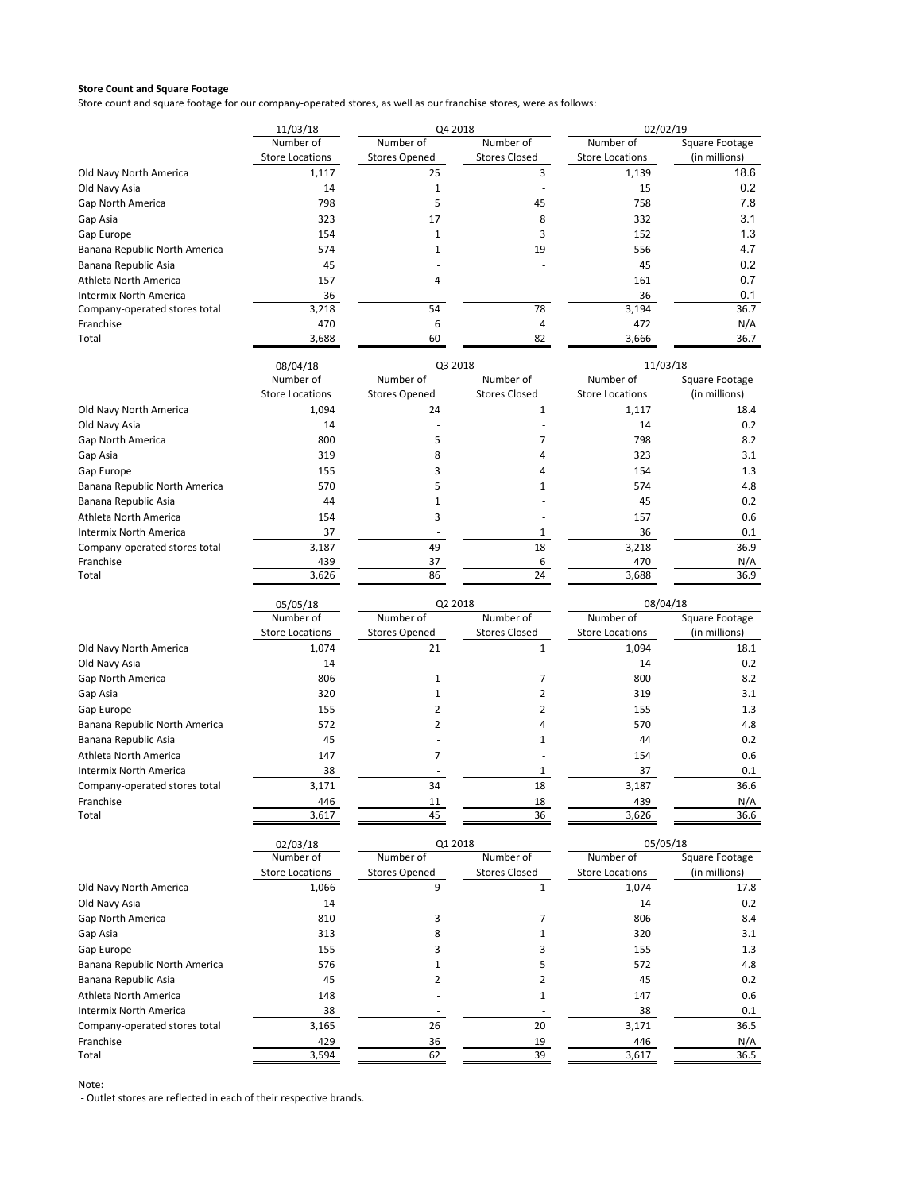**Store Count and Square Footage**

Store count and square footage for our company-operated stores, as well as our franchise stores, were as follows:

| | 11/03/18 | Q4 2018 | | 02/02/19 | |
|---|---|---|---|---|---|
| | Number of Store Locations | Number of Stores Opened | Number of Stores Closed | Number of Store Locations | Square Footage (in millions) |
| Old Navy North America | 1,117 | 25 | 3 | 1,139 | 18.6 |
| Old Navy Asia | 14 | 1 | - | 15 | 0.2 |
| Gap North America | 798 | 5 | 45 | 758 | 7.8 |
| Gap Asia | 323 | 17 | 8 | 332 | 3.1 |
| Gap Europe | 154 | 1 | 3 | 152 | 1.3 |
| Banana Republic North America | 574 | 1 | 19 | 556 | 4.7 |
| Banana Republic Asia | 45 | - | - | 45 | 0.2 |
| Athleta North America | 157 | 4 | - | 161 | 0.7 |
| Intermix North America | 36 | - | - | 36 | 0.1 |
| Company-operated stores total | 3,218 | 54 | 78 | 3,194 | 36.7 |
| Franchise | 470 | 6 | 4 | 472 | N/A |
| Total | 3,688 | 60 | 82 | 3,666 | 36.7 |

| | 08/04/18 | Q3 2018 | | 11/03/18 | |
|---|---|---|---|---|---|
| | Number of Store Locations | Number of Stores Opened | Number of Stores Closed | Number of Store Locations | Square Footage (in millions) |
| Old Navy North America | 1,094 | 24 | 1 | 1,117 | 18.4 |
| Old Navy Asia | 14 | - | - | 14 | 0.2 |
| Gap North America | 800 | 5 | 7 | 798 | 8.2 |
| Gap Asia | 319 | 8 | 4 | 323 | 3.1 |
| Gap Europe | 155 | 3 | 4 | 154 | 1.3 |
| Banana Republic North America | 570 | 5 | 1 | 574 | 4.8 |
| Banana Republic Asia | 44 | 1 | - | 45 | 0.2 |
| Athleta North America | 154 | 3 | - | 157 | 0.6 |
| Intermix North America | 37 | - | 1 | 36 | 0.1 |
| Company-operated stores total | 3,187 | 49 | 18 | 3,218 | 36.9 |
| Franchise | 439 | 37 | 6 | 470 | N/A |
| Total | 3,626 | 86 | 24 | 3,688 | 36.9 |

| | 05/05/18 | Q2 2018 | | 08/04/18 | |
|---|---|---|---|---|---|
| | Number of Store Locations | Number of Stores Opened | Number of Stores Closed | Number of Store Locations | Square Footage (in millions) |
| Old Navy North America | 1,074 | 21 | 1 | 1,094 | 18.1 |
| Old Navy Asia | 14 | - | - | 14 | 0.2 |
| Gap North America | 806 | 1 | 7 | 800 | 8.2 |
| Gap Asia | 320 | 1 | 2 | 319 | 3.1 |
| Gap Europe | 155 | 2 | 2 | 155 | 1.3 |
| Banana Republic North America | 572 | 2 | 4 | 570 | 4.8 |
| Banana Republic Asia | 45 | - | 1 | 44 | 0.2 |
| Athleta North America | 147 | 7 | - | 154 | 0.6 |
| Intermix North America | 38 | - | 1 | 37 | 0.1 |
| Company-operated stores total | 3,171 | 34 | 18 | 3,187 | 36.6 |
| Franchise | 446 | 11 | 18 | 439 | N/A |
| Total | 3,617 | 45 | 36 | 3,626 | 36.6 |

| | 02/03/18 | Q1 2018 | | 05/05/18 | |
|---|---|---|---|---|---|
| | Number of Store Locations | Number of Stores Opened | Number of Stores Closed | Number of Store Locations | Square Footage (in millions) |
| Old Navy North America | 1,066 | 9 | 1 | 1,074 | 17.8 |
| Old Navy Asia | 14 | - | - | 14 | 0.2 |
| Gap North America | 810 | 3 | 7 | 806 | 8.4 |
| Gap Asia | 313 | 8 | 1 | 320 | 3.1 |
| Gap Europe | 155 | 3 | 3 | 155 | 1.3 |
| Banana Republic North America | 576 | 1 | 5 | 572 | 4.8 |
| Banana Republic Asia | 45 | 2 | 2 | 45 | 0.2 |
| Athleta North America | 148 | - | 1 | 147 | 0.6 |
| Intermix North America | 38 | - | - | 38 | 0.1 |
| Company-operated stores total | 3,165 | 26 | 20 | 3,171 | 36.5 |
| Franchise | 429 | 36 | 19 | 446 | N/A |
| Total | 3,594 | 62 | 39 | 3,617 | 36.5 |

Note:

- Outlet stores are reflected in each of their respective brands.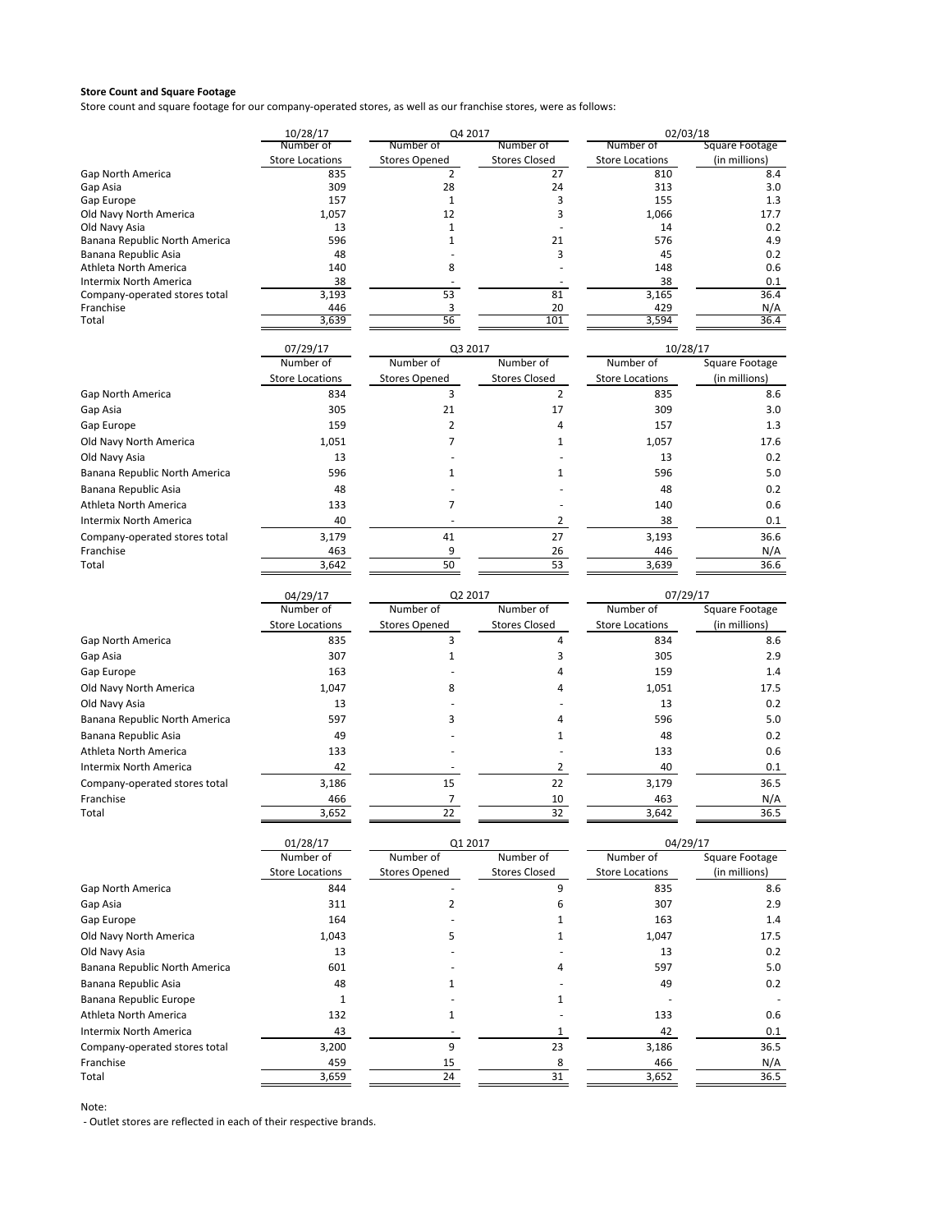**Store Count and Square Footage**

Store count and square footage for our company-operated stores, as well as our franchise stores, were as follows:

| | 10/28/17 | Q4 2017 | | 02/03/18 | |
|---|---|---|---|---|---|
| | Number of Store Locations | Number of Stores Opened | Number of Stores Closed | Number of Store Locations | Square Footage (in millions) |
| Gap North America | 835 | 2 | 27 | 810 | 8.4 |
| Gap Asia | 309 | 28 | 24 | 313 | 3.0 |
| Gap Europe | 157 | 1 | 3 | 155 | 1.3 |
| Old Navy North America | 1,057 | 12 | 3 | 1,066 | 17.7 |
| Old Navy Asia | 13 | 1 | - | 14 | 0.2 |
| Banana Republic North America | 596 | 1 | 21 | 576 | 4.9 |
| Banana Republic Asia | 48 | - | 3 | 45 | 0.2 |
| Athleta North America | 140 | 8 | - | 148 | 0.6 |
| Intermix North America | 38 | - | - | 38 | 0.1 |
| Company-operated stores total | 3,193 | 53 | 81 | 3,165 | 36.4 |
| Franchise | 446 | 3 | 20 | 429 | N/A |
| Total | 3,639 | 56 | 101 | 3,594 | 36.4 |

| | 07/29/17 | Q3 2017 | | 10/28/17 | |
|---|---|---|---|---|---|
| | Number of Store Locations | Number of Stores Opened | Number of Stores Closed | Number of Store Locations | Square Footage (in millions) |
| Gap North America | 834 | 3 | 2 | 835 | 8.6 |
| Gap Asia | 305 | 21 | 17 | 309 | 3.0 |
| Gap Europe | 159 | 2 | 4 | 157 | 1.3 |
| Old Navy North America | 1,051 | 7 | 1 | 1,057 | 17.6 |
| Old Navy Asia | 13 | - | - | 13 | 0.2 |
| Banana Republic North America | 596 | 1 | 1 | 596 | 5.0 |
| Banana Republic Asia | 48 | - | - | 48 | 0.2 |
| Athleta North America | 133 | 7 | - | 140 | 0.6 |
| Intermix North America | 40 | - | 2 | 38 | 0.1 |
| Company-operated stores total | 3,179 | 41 | 27 | 3,193 | 36.6 |
| Franchise | 463 | 9 | 26 | 446 | N/A |
| Total | 3,642 | 50 | 53 | 3,639 | 36.6 |

| | 04/29/17 | Q2 2017 | | 07/29/17 | |
|---|---|---|---|---|---|
| | Number of Store Locations | Number of Stores Opened | Number of Stores Closed | Number of Store Locations | Square Footage (in millions) |
| Gap North America | 835 | 3 | 4 | 834 | 8.6 |
| Gap Asia | 307 | 1 | 3 | 305 | 2.9 |
| Gap Europe | 163 | - | 4 | 159 | 1.4 |
| Old Navy North America | 1,047 | 8 | 4 | 1,051 | 17.5 |
| Old Navy Asia | 13 | - | - | 13 | 0.2 |
| Banana Republic North America | 597 | 3 | 4 | 596 | 5.0 |
| Banana Republic Asia | 49 | - | 1 | 48 | 0.2 |
| Athleta North America | 133 | - | - | 133 | 0.6 |
| Intermix North America | 42 | - | 2 | 40 | 0.1 |
| Company-operated stores total | 3,186 | 15 | 22 | 3,179 | 36.5 |
| Franchise | 466 | 7 | 10 | 463 | N/A |
| Total | 3,652 | 22 | 32 | 3,642 | 36.5 |

| | 01/28/17 | Q1 2017 | | 04/29/17 | |
|---|---|---|---|---|---|
| | Number of Store Locations | Number of Stores Opened | Number of Stores Closed | Number of Store Locations | Square Footage (in millions) |
| Gap North America | 844 | - | 9 | 835 | 8.6 |
| Gap Asia | 311 | 2 | 6 | 307 | 2.9 |
| Gap Europe | 164 | - | 1 | 163 | 1.4 |
| Old Navy North America | 1,043 | 5 | 1 | 1,047 | 17.5 |
| Old Navy Asia | 13 | - | - | 13 | 0.2 |
| Banana Republic North America | 601 | - | 4 | 597 | 5.0 |
| Banana Republic Asia | 48 | 1 | - | 49 | 0.2 |
| Banana Republic Europe | 1 | - | 1 | - | - |
| Athleta North America | 132 | 1 | - | 133 | 0.6 |
| Intermix North America | 43 | - | 1 | 42 | 0.1 |
| Company-operated stores total | 3,200 | 9 | 23 | 3,186 | 36.5 |
| Franchise | 459 | 15 | 8 | 466 | N/A |
| Total | 3,659 | 24 | 31 | 3,652 | 36.5 |

Note:

- Outlet stores are reflected in each of their respective brands.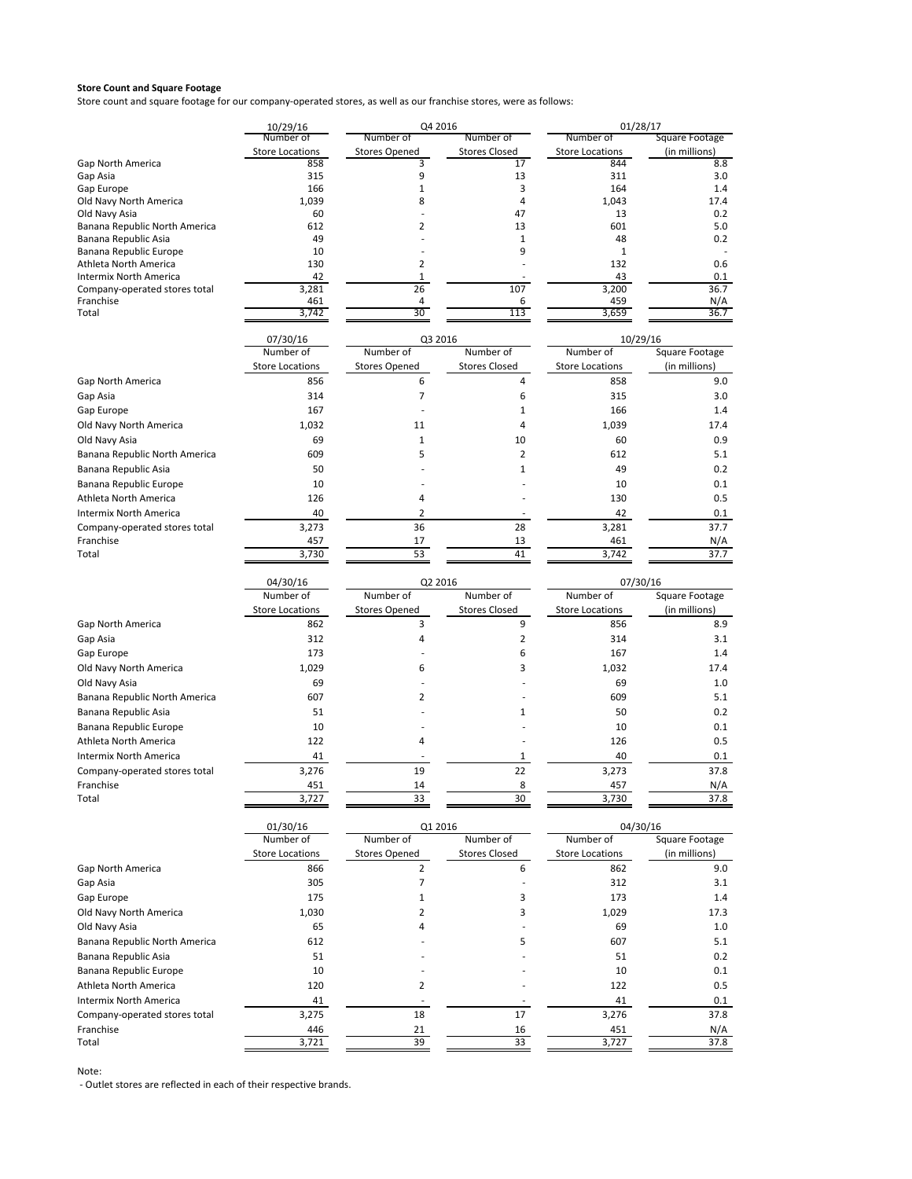**Store Count and Square Footage**

Store count and square footage for our company-operated stores, as well as our franchise stores, were as follows:

| | 10/29/16 | Q4 2016 | | 01/28/17 | |
|---|---|---|---|---|---|
| | Number of Store Locations | Number of Stores Opened | Number of Stores Closed | Number of Store Locations | Square Footage (in millions) |
| Gap North America | 858 | 3 | 17 | 844 | 8.8 |
| Gap Asia | 315 | 9 | 13 | 311 | 3.0 |
| Gap Europe | 166 | 1 | 3 | 164 | 1.4 |
| Old Navy North America | 1,039 | 8 | 4 | 1,043 | 17.4 |
| Old Navy Asia | 60 | - | 47 | 13 | 0.2 |
| Banana Republic North America | 612 | 2 | 13 | 601 | 5.0 |
| Banana Republic Asia | 49 | - | 1 | 48 | 0.2 |
| Banana Republic Europe | 10 | - | 9 | 1 | - |
| Athleta North America | 130 | 2 | - | 132 | 0.6 |
| Intermix North America | 42 | 1 | - | 43 | 0.1 |
| Company-operated stores total | 3,281 | 26 | 107 | 3,200 | 36.7 |
| Franchise | 461 | 4 | 6 | 459 | N/A |
| Total | 3,742 | 30 | 113 | 3,659 | 36.7 |

| | 07/30/16 | Q3 2016 | | 10/29/16 | |
|---|---|---|---|---|---|
| | Number of Store Locations | Number of Stores Opened | Number of Stores Closed | Number of Store Locations | Square Footage (in millions) |
| Gap North America | 856 | 6 | 4 | 858 | 9.0 |
| Gap Asia | 314 | 7 | 6 | 315 | 3.0 |
| Gap Europe | 167 | - | 1 | 166 | 1.4 |
| Old Navy North America | 1,032 | 11 | 4 | 1,039 | 17.4 |
| Old Navy Asia | 69 | 1 | 10 | 60 | 0.9 |
| Banana Republic North America | 609 | 5 | 2 | 612 | 5.1 |
| Banana Republic Asia | 50 | - | 1 | 49 | 0.2 |
| Banana Republic Europe | 10 | - | - | 10 | 0.1 |
| Athleta North America | 126 | 4 | - | 130 | 0.5 |
| Intermix North America | 40 | 2 | - | 42 | 0.1 |
| Company-operated stores total | 3,273 | 36 | 28 | 3,281 | 37.7 |
| Franchise | 457 | 17 | 13 | 461 | N/A |
| Total | 3,730 | 53 | 41 | 3,742 | 37.7 |

| | 04/30/16 | Q2 2016 | | 07/30/16 | |
|---|---|---|---|---|---|
| | Number of Store Locations | Number of Stores Opened | Number of Stores Closed | Number of Store Locations | Square Footage (in millions) |
| Gap North America | 862 | 3 | 9 | 856 | 8.9 |
| Gap Asia | 312 | 4 | 2 | 314 | 3.1 |
| Gap Europe | 173 | - | 6 | 167 | 1.4 |
| Old Navy North America | 1,029 | 6 | 3 | 1,032 | 17.4 |
| Old Navy Asia | 69 | - | - | 69 | 1.0 |
| Banana Republic North America | 607 | 2 | - | 609 | 5.1 |
| Banana Republic Asia | 51 | - | 1 | 50 | 0.2 |
| Banana Republic Europe | 10 | - | - | 10 | 0.1 |
| Athleta North America | 122 | 4 | - | 126 | 0.5 |
| Intermix North America | 41 | - | 1 | 40 | 0.1 |
| Company-operated stores total | 3,276 | 19 | 22 | 3,273 | 37.8 |
| Franchise | 451 | 14 | 8 | 457 | N/A |
| Total | 3,727 | 33 | 30 | 3,730 | 37.8 |

| | 01/30/16 | Q1 2016 | | 04/30/16 | |
|---|---|---|---|---|---|
| | Number of Store Locations | Number of Stores Opened | Number of Stores Closed | Number of Store Locations | Square Footage (in millions) |
| Gap North America | 866 | 2 | 6 | 862 | 9.0 |
| Gap Asia | 305 | 7 | - | 312 | 3.1 |
| Gap Europe | 175 | 1 | 3 | 173 | 1.4 |
| Old Navy North America | 1,030 | 2 | 3 | 1,029 | 17.3 |
| Old Navy Asia | 65 | 4 | - | 69 | 1.0 |
| Banana Republic North America | 612 | - | 5 | 607 | 5.1 |
| Banana Republic Asia | 51 | - | - | 51 | 0.2 |
| Banana Republic Europe | 10 | - | - | 10 | 0.1 |
| Athleta North America | 120 | 2 | - | 122 | 0.5 |
| Intermix North America | 41 | - | - | 41 | 0.1 |
| Company-operated stores total | 3,275 | 18 | 17 | 3,276 | 37.8 |
| Franchise | 446 | 21 | 16 | 451 | N/A |
| Total | 3,721 | 39 | 33 | 3,727 | 37.8 |

Note:

- Outlet stores are reflected in each of their respective brands.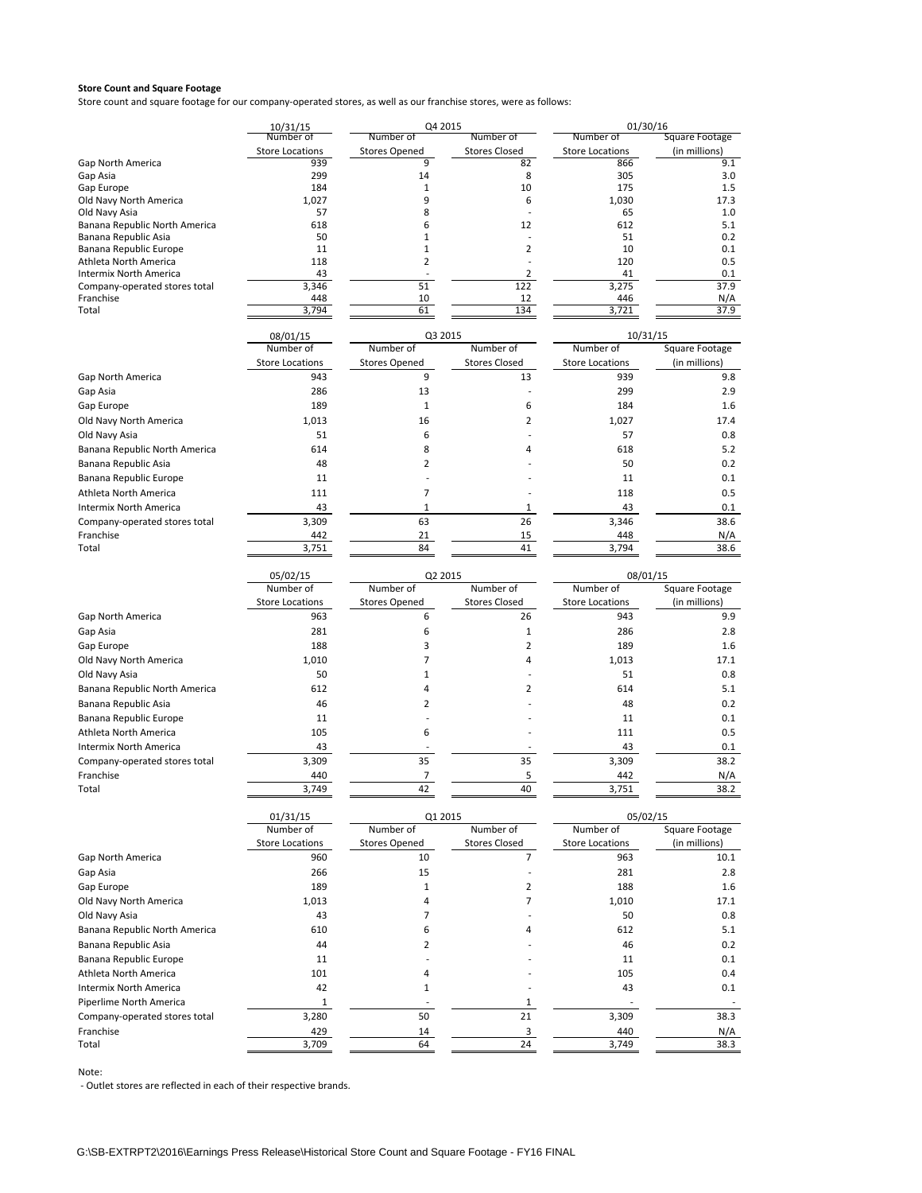**Store Count and Square Footage**

Store count and square footage for our company-operated stores, as well as our franchise stores, were as follows:

| | 10/31/15 | Q4 2015 | | 01/30/16 | |
|---|---|---|---|---|---|
| | Number of Store Locations | Number of Stores Opened | Number of Stores Closed | Number of Store Locations | Square Footage (in millions) |
| Gap North America | 939 | 9 | 82 | 866 | 9.1 |
| Gap Asia | 299 | 14 | 8 | 305 | 3.0 |
| Gap Europe | 184 | 1 | 10 | 175 | 1.5 |
| Old Navy North America | 1,027 | 9 | 6 | 1,030 | 17.3 |
| Old Navy Asia | 57 | 8 | - | 65 | 1.0 |
| Banana Republic North America | 618 | 6 | 12 | 612 | 5.1 |
| Banana Republic Asia | 50 | 1 | - | 51 | 0.2 |
| Banana Republic Europe | 11 | 1 | 2 | 10 | 0.1 |
| Athleta North America | 118 | 2 | - | 120 | 0.5 |
| Intermix North America | 43 | - | 2 | 41 | 0.1 |
| Company-operated stores total | 3,346 | 51 | 122 | 3,275 | 37.9 |
| Franchise | 448 | 10 | 12 | 446 | N/A |
| Total | 3,794 | 61 | 134 | 3,721 | 37.9 |

| | 08/01/15 | Q3 2015 | | 10/31/15 | |
|---|---|---|---|---|---|
| | Number of Store Locations | Number of Stores Opened | Number of Stores Closed | Number of Store Locations | Square Footage (in millions) |
| Gap North America | 943 | 9 | 13 | 939 | 9.8 |
| Gap Asia | 286 | 13 | - | 299 | 2.9 |
| Gap Europe | 189 | 1 | 6 | 184 | 1.6 |
| Old Navy North America | 1,013 | 16 | 2 | 1,027 | 17.4 |
| Old Navy Asia | 51 | 6 | - | 57 | 0.8 |
| Banana Republic North America | 614 | 8 | 4 | 618 | 5.2 |
| Banana Republic Asia | 48 | 2 | - | 50 | 0.2 |
| Banana Republic Europe | 11 | - | - | 11 | 0.1 |
| Athleta North America | 111 | 7 | - | 118 | 0.5 |
| Intermix North America | 43 | 1 | 1 | 43 | 0.1 |
| Company-operated stores total | 3,309 | 63 | 26 | 3,346 | 38.6 |
| Franchise | 442 | 21 | 15 | 448 | N/A |
| Total | 3,751 | 84 | 41 | 3,794 | 38.6 |

| | 05/02/15 | Q2 2015 | | 08/01/15 | |
|---|---|---|---|---|---|
| | Number of Store Locations | Number of Stores Opened | Number of Stores Closed | Number of Store Locations | Square Footage (in millions) |
| Gap North America | 963 | 6 | 26 | 943 | 9.9 |
| Gap Asia | 281 | 6 | 1 | 286 | 2.8 |
| Gap Europe | 188 | 3 | 2 | 189 | 1.6 |
| Old Navy North America | 1,010 | 7 | 4 | 1,013 | 17.1 |
| Old Navy Asia | 50 | 1 | - | 51 | 0.8 |
| Banana Republic North America | 612 | 4 | 2 | 614 | 5.1 |
| Banana Republic Asia | 46 | 2 | - | 48 | 0.2 |
| Banana Republic Europe | 11 | - | - | 11 | 0.1 |
| Athleta North America | 105 | 6 | - | 111 | 0.5 |
| Intermix North America | 43 | - | - | 43 | 0.1 |
| Company-operated stores total | 3,309 | 35 | 35 | 3,309 | 38.2 |
| Franchise | 440 | 7 | 5 | 442 | N/A |
| Total | 3,749 | 42 | 40 | 3,751 | 38.2 |

| | 01/31/15 | Q1 2015 | | 05/02/15 | |
|---|---|---|---|---|---|
| | Number of Store Locations | Number of Stores Opened | Number of Stores Closed | Number of Store Locations | Square Footage (in millions) |
| Gap North America | 960 | 10 | 7 | 963 | 10.1 |
| Gap Asia | 266 | 15 | - | 281 | 2.8 |
| Gap Europe | 189 | 1 | 2 | 188 | 1.6 |
| Old Navy North America | 1,013 | 4 | 7 | 1,010 | 17.1 |
| Old Navy Asia | 43 | 7 | - | 50 | 0.8 |
| Banana Republic North America | 610 | 6 | 4 | 612 | 5.1 |
| Banana Republic Asia | 44 | 2 | - | 46 | 0.2 |
| Banana Republic Europe | 11 | - | - | 11 | 0.1 |
| Athleta North America | 101 | 4 | - | 105 | 0.4 |
| Intermix North America | 42 | 1 | - | 43 | 0.1 |
| Piperlime North America | 1 | - | 1 | - | - |
| Company-operated stores total | 3,280 | 50 | 21 | 3,309 | 38.3 |
| Franchise | 429 | 14 | 3 | 440 | N/A |
| Total | 3,709 | 64 | 24 | 3,749 | 38.3 |

Note:

- Outlet stores are reflected in each of their respective brands.

G:\SB-EXTRPT2\2016\Earnings Press Release\Historical Store Count and Square Footage - FY16 FINAL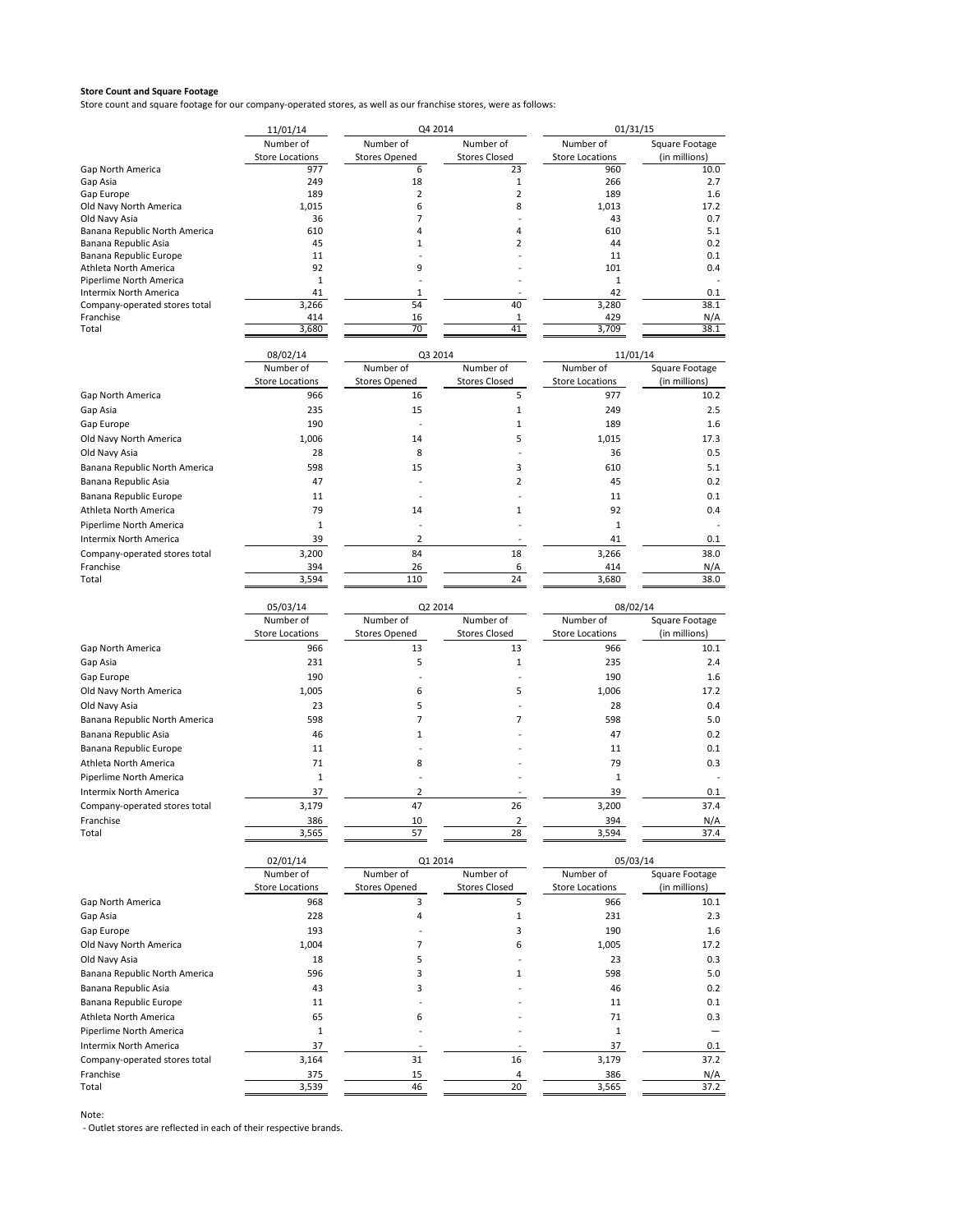**Store Count and Square Footage**

Store count and square footage for our company-operated stores, as well as our franchise stores, were as follows:

| | 11/01/14 | Q4 2014 | | 01/31/15 | |
|---|---|---|---|---|---|
| | Number of Store Locations | Number of Stores Opened | Number of Stores Closed | Number of Store Locations | Square Footage (in millions) |
| Gap North America | 977 | 6 | 23 | 960 | 10.0 |
| Gap Asia | 249 | 18 | 1 | 266 | 2.7 |
| Gap Europe | 189 | 2 | 2 | 189 | 1.6 |
| Old Navy North America | 1,015 | 6 | 8 | 1,013 | 17.2 |
| Old Navy Asia | 36 | 7 | - | 43 | 0.7 |
| Banana Republic North America | 610 | 4 | 4 | 610 | 5.1 |
| Banana Republic Asia | 45 | 1 | 2 | 44 | 0.2 |
| Banana Republic Europe | 11 | - | - | 11 | 0.1 |
| Athleta North America | 92 | 9 | - | 101 | 0.4 |
| Piperlime North America | 1 | - | - | 1 | - |
| Intermix North America | 41 | 1 | - | 42 | 0.1 |
| Company-operated stores total | 3,266 | 54 | 40 | 3,280 | 38.1 |
| Franchise | 414 | 16 | 1 | 429 | N/A |
| Total | 3,680 | 70 | 41 | 3,709 | 38.1 |

| | 08/02/14 | Q3 2014 | | 11/01/14 | |
|---|---|---|---|---|---|
| | Number of Store Locations | Number of Stores Opened | Number of Stores Closed | Number of Store Locations | Square Footage (in millions) |
| Gap North America | 966 | 16 | 5 | 977 | 10.2 |
| Gap Asia | 235 | 15 | 1 | 249 | 2.5 |
| Gap Europe | 190 | - | 1 | 189 | 1.6 |
| Old Navy North America | 1,006 | 14 | 5 | 1,015 | 17.3 |
| Old Navy Asia | 28 | 8 | - | 36 | 0.5 |
| Banana Republic North America | 598 | 15 | 3 | 610 | 5.1 |
| Banana Republic Asia | 47 | - | 2 | 45 | 0.2 |
| Banana Republic Europe | 11 | - | - | 11 | 0.1 |
| Athleta North America | 79 | 14 | 1 | 92 | 0.4 |
| Piperlime North America | 1 | - | - | 1 | - |
| Intermix North America | 39 | 2 | - | 41 | 0.1 |
| Company-operated stores total | 3,200 | 84 | 18 | 3,266 | 38.0 |
| Franchise | 394 | 26 | 6 | 414 | N/A |
| Total | 3,594 | 110 | 24 | 3,680 | 38.0 |

| | 05/03/14 | Q2 2014 | | 08/02/14 | |
|---|---|---|---|---|---|
| | Number of Store Locations | Number of Stores Opened | Number of Stores Closed | Number of Store Locations | Square Footage (in millions) |
| Gap North America | 966 | 13 | 13 | 966 | 10.1 |
| Gap Asia | 231 | 5 | 1 | 235 | 2.4 |
| Gap Europe | 190 | - | - | 190 | 1.6 |
| Old Navy North America | 1,005 | 6 | 5 | 1,006 | 17.2 |
| Old Navy Asia | 23 | 5 | - | 28 | 0.4 |
| Banana Republic North America | 598 | 7 | 7 | 598 | 5.0 |
| Banana Republic Asia | 46 | 1 | - | 47 | 0.2 |
| Banana Republic Europe | 11 | - | - | 11 | 0.1 |
| Athleta North America | 71 | 8 | - | 79 | 0.3 |
| Piperlime North America | 1 | - | - | 1 | - |
| Intermix North America | 37 | 2 | - | 39 | 0.1 |
| Company-operated stores total | 3,179 | 47 | 26 | 3,200 | 37.4 |
| Franchise | 386 | 10 | 2 | 394 | N/A |
| Total | 3,565 | 57 | 28 | 3,594 | 37.4 |

| | 02/01/14 | Q1 2014 | | 05/03/14 | |
|---|---|---|---|---|---|
| | Number of Store Locations | Number of Stores Opened | Number of Stores Closed | Number of Store Locations | Square Footage (in millions) |
| Gap North America | 968 | 3 | 5 | 966 | 10.1 |
| Gap Asia | 228 | 4 | 1 | 231 | 2.3 |
| Gap Europe | 193 | - | 3 | 190 | 1.6 |
| Old Navy North America | 1,004 | 7 | 6 | 1,005 | 17.2 |
| Old Navy Asia | 18 | 5 | - | 23 | 0.3 |
| Banana Republic North America | 596 | 3 | 1 | 598 | 5.0 |
| Banana Republic Asia | 43 | 3 | - | 46 | 0.2 |
| Banana Republic Europe | 11 | - | - | 11 | 0.1 |
| Athleta North America | 65 | 6 | - | 71 | 0.3 |
| Piperlime North America | 1 | - | - | 1 | — |
| Intermix North America | 37 | - | - | 37 | 0.1 |
| Company-operated stores total | 3,164 | 31 | 16 | 3,179 | 37.2 |
| Franchise | 375 | 15 | 4 | 386 | N/A |
| Total | 3,539 | 46 | 20 | 3,565 | 37.2 |

Note:

- Outlet stores are reflected in each of their respective brands.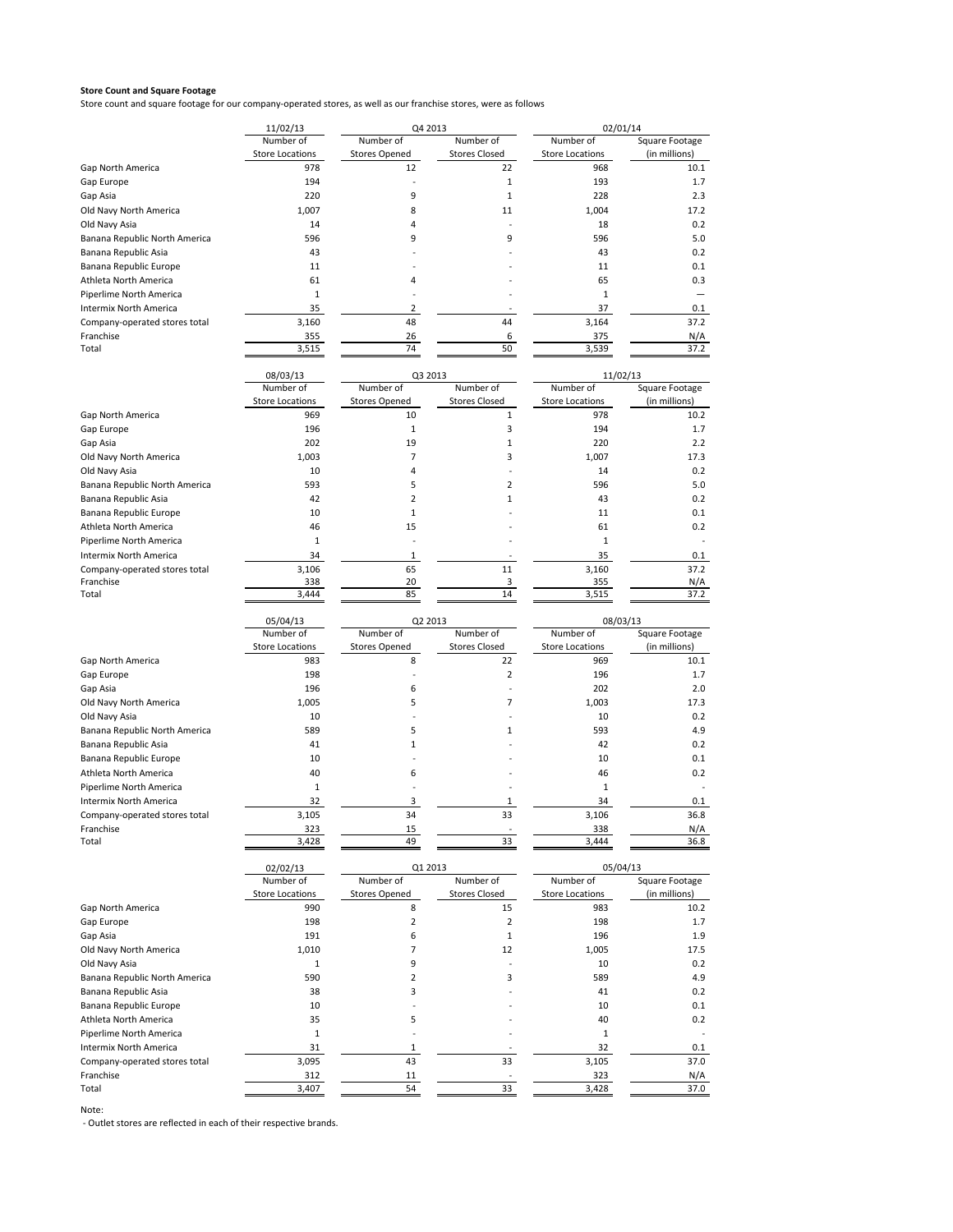**Store Count and Square Footage**

Store count and square footage for our company-operated stores, as well as our franchise stores, were as follows

| | 11/02/13 | Q4 2013 | | 02/01/14 | |
|---|---|---|---|---|---|
| | Number of Store Locations | Number of Stores Opened | Number of Stores Closed | Number of Store Locations | Square Footage (in millions) |
| Gap North America | 978 | 12 | 22 | 968 | 10.1 |
| Gap Europe | 194 | - | 1 | 193 | 1.7 |
| Gap Asia | 220 | 9 | 1 | 228 | 2.3 |
| Old Navy North America | 1,007 | 8 | 11 | 1,004 | 17.2 |
| Old Navy Asia | 14 | 4 | - | 18 | 0.2 |
| Banana Republic North America | 596 | 9 | 9 | 596 | 5.0 |
| Banana Republic Asia | 43 | - | - | 43 | 0.2 |
| Banana Republic Europe | 11 | - | - | 11 | 0.1 |
| Athleta North America | 61 | 4 | - | 65 | 0.3 |
| Piperlime North America | 1 | - | - | 1 | — |
| Intermix North America | 35 | 2 | - | 37 | 0.1 |
| Company-operated stores total | 3,160 | 48 | 44 | 3,164 | 37.2 |
| Franchise | 355 | 26 | 6 | 375 | N/A |
| Total | 3,515 | 74 | 50 | 3,539 | 37.2 |

| | 08/03/13 | Q3 2013 | | 11/02/13 | |
|---|---|---|---|---|---|
| | Number of Store Locations | Number of Stores Opened | Number of Stores Closed | Number of Store Locations | Square Footage (in millions) |
| Gap North America | 969 | 10 | 1 | 978 | 10.2 |
| Gap Europe | 196 | 1 | 3 | 194 | 1.7 |
| Gap Asia | 202 | 19 | 1 | 220 | 2.2 |
| Old Navy North America | 1,003 | 7 | 3 | 1,007 | 17.3 |
| Old Navy Asia | 10 | 4 | - | 14 | 0.2 |
| Banana Republic North America | 593 | 5 | 2 | 596 | 5.0 |
| Banana Republic Asia | 42 | 2 | 1 | 43 | 0.2 |
| Banana Republic Europe | 10 | 1 | - | 11 | 0.1 |
| Athleta North America | 46 | 15 | - | 61 | 0.2 |
| Piperlime North America | 1 | - | - | 1 | - |
| Intermix North America | 34 | 1 | - | 35 | 0.1 |
| Company-operated stores total | 3,106 | 65 | 11 | 3,160 | 37.2 |
| Franchise | 338 | 20 | 3 | 355 | N/A |
| Total | 3,444 | 85 | 14 | 3,515 | 37.2 |

| | 05/04/13 | Q2 2013 | | 08/03/13 | |
|---|---|---|---|---|---|
| | Number of Store Locations | Number of Stores Opened | Number of Stores Closed | Number of Store Locations | Square Footage (in millions) |
| Gap North America | 983 | 8 | 22 | 969 | 10.1 |
| Gap Europe | 198 | - | 2 | 196 | 1.7 |
| Gap Asia | 196 | 6 | - | 202 | 2.0 |
| Old Navy North America | 1,005 | 5 | 7 | 1,003 | 17.3 |
| Old Navy Asia | 10 | - | - | 10 | 0.2 |
| Banana Republic North America | 589 | 5 | 1 | 593 | 4.9 |
| Banana Republic Asia | 41 | 1 | - | 42 | 0.2 |
| Banana Republic Europe | 10 | - | - | 10 | 0.1 |
| Athleta North America | 40 | 6 | - | 46 | 0.2 |
| Piperlime North America | 1 | - | - | 1 | - |
| Intermix North America | 32 | 3 | 1 | 34 | 0.1 |
| Company-operated stores total | 3,105 | 34 | 33 | 3,106 | 36.8 |
| Franchise | 323 | 15 | - | 338 | N/A |
| Total | 3,428 | 49 | 33 | 3,444 | 36.8 |

| | 02/02/13 | Q1 2013 | | 05/04/13 | |
|---|---|---|---|---|---|
| | Number of Store Locations | Number of Stores Opened | Number of Stores Closed | Number of Store Locations | Square Footage (in millions) |
| Gap North America | 990 | 8 | 15 | 983 | 10.2 |
| Gap Europe | 198 | 2 | 2 | 198 | 1.7 |
| Gap Asia | 191 | 6 | 1 | 196 | 1.9 |
| Old Navy North America | 1,010 | 7 | 12 | 1,005 | 17.5 |
| Old Navy Asia | 1 | 9 | - | 10 | 0.2 |
| Banana Republic North America | 590 | 2 | 3 | 589 | 4.9 |
| Banana Republic Asia | 38 | 3 | - | 41 | 0.2 |
| Banana Republic Europe | 10 | - | - | 10 | 0.1 |
| Athleta North America | 35 | 5 | - | 40 | 0.2 |
| Piperlime North America | 1 | - | - | 1 | - |
| Intermix North America | 31 | 1 | - | 32 | 0.1 |
| Company-operated stores total | 3,095 | 43 | 33 | 3,105 | 37.0 |
| Franchise | 312 | 11 | - | 323 | N/A |
| Total | 3,407 | 54 | 33 | 3,428 | 37.0 |

Note:
- Outlet stores are reflected in each of their respective brands.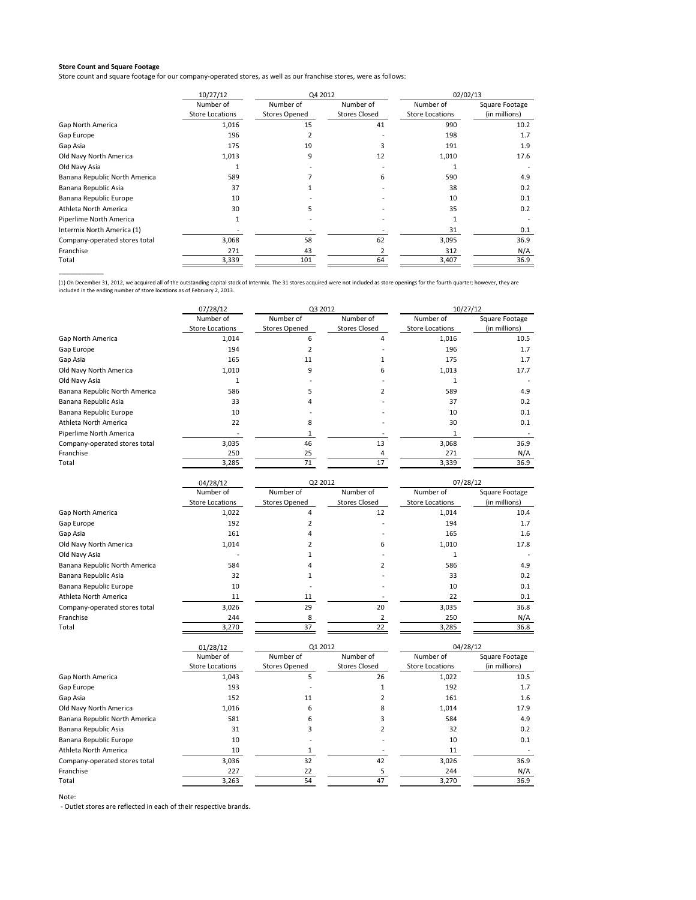**Store Count and Square Footage**

Store count and square footage for our company-operated stores, as well as our franchise stores, were as follows:

| | 10/27/12 | Q4 2012 | | 02/02/13 | |
|---|---|---|---|---|---|
| | Number of Store Locations | Number of Stores Opened | Number of Stores Closed | Number of Store Locations | Square Footage (in millions) |
| Gap North America | 1,016 | 15 | 41 | 990 | 10.2 |
| Gap Europe | 196 | 2 | - | 198 | 1.7 |
| Gap Asia | 175 | 19 | 3 | 191 | 1.9 |
| Old Navy North America | 1,013 | 9 | 12 | 1,010 | 17.6 |
| Old Navy Asia | 1 | - | - | 1 | - |
| Banana Republic North America | 589 | 7 | 6 | 590 | 4.9 |
| Banana Republic Asia | 37 | 1 | - | 38 | 0.2 |
| Banana Republic Europe | 10 | - | - | 10 | 0.1 |
| Athleta North America | 30 | 5 | - | 35 | 0.2 |
| Piperlime North America | 1 | - | - | 1 | - |
| Intermix North America (1) | - | - | - | 31 | 0.1 |
| Company-operated stores total | 3,068 | 58 | 62 | 3,095 | 36.9 |
| Franchise | 271 | 43 | 2 | 312 | N/A |
| Total | 3,339 | 101 | 64 | 3,407 | 36.9 |

(1) On December 31, 2012, we acquired all of the outstanding capital stock of Intermix. The 31 stores acquired were not included as store openings for the fourth quarter; however, they are included in the ending number of store locations as of February 2, 2013.

| | 07/28/12 | Q3 2012 | | 10/27/12 | |
|---|---|---|---|---|---|
| | Number of Store Locations | Number of Stores Opened | Number of Stores Closed | Number of Store Locations | Square Footage (in millions) |
| Gap North America | 1,014 | 6 | 4 | 1,016 | 10.5 |
| Gap Europe | 194 | 2 | - | 196 | 1.7 |
| Gap Asia | 165 | 11 | 1 | 175 | 1.7 |
| Old Navy North America | 1,010 | 9 | 6 | 1,013 | 17.7 |
| Old Navy Asia | 1 | - | - | 1 | - |
| Banana Republic North America | 586 | 5 | 2 | 589 | 4.9 |
| Banana Republic Asia | 33 | 4 | - | 37 | 0.2 |
| Banana Republic Europe | 10 | - | - | 10 | 0.1 |
| Athleta North America | 22 | 8 | - | 30 | 0.1 |
| Piperlime North America | - | 1 | - | 1 | - |
| Company-operated stores total | 3,035 | 46 | 13 | 3,068 | 36.9 |
| Franchise | 250 | 25 | 4 | 271 | N/A |
| Total | 3,285 | 71 | 17 | 3,339 | 36.9 |

| | 04/28/12 | Q2 2012 | | 07/28/12 | |
|---|---|---|---|---|---|
| | Number of Store Locations | Number of Stores Opened | Number of Stores Closed | Number of Store Locations | Square Footage (in millions) |
| Gap North America | 1,022 | 4 | 12 | 1,014 | 10.4 |
| Gap Europe | 192 | 2 | - | 194 | 1.7 |
| Gap Asia | 161 | 4 | - | 165 | 1.6 |
| Old Navy North America | 1,014 | 2 | 6 | 1,010 | 17.8 |
| Old Navy Asia | - | 1 | - | 1 | - |
| Banana Republic North America | 584 | 4 | 2 | 586 | 4.9 |
| Banana Republic Asia | 32 | 1 | - | 33 | 0.2 |
| Banana Republic Europe | 10 | - | - | 10 | 0.1 |
| Athleta North America | 11 | 11 | - | 22 | 0.1 |
| Company-operated stores total | 3,026 | 29 | 20 | 3,035 | 36.8 |
| Franchise | 244 | 8 | 2 | 250 | N/A |
| Total | 3,270 | 37 | 22 | 3,285 | 36.8 |

| | 01/28/12 | Q1 2012 | | 04/28/12 | |
|---|---|---|---|---|---|
| | Number of Store Locations | Number of Stores Opened | Number of Stores Closed | Number of Store Locations | Square Footage (in millions) |
| Gap North America | 1,043 | 5 | 26 | 1,022 | 10.5 |
| Gap Europe | 193 | - | 1 | 192 | 1.7 |
| Gap Asia | 152 | 11 | 2 | 161 | 1.6 |
| Old Navy North America | 1,016 | 6 | 8 | 1,014 | 17.9 |
| Banana Republic North America | 581 | 6 | 3 | 584 | 4.9 |
| Banana Republic Asia | 31 | 3 | 2 | 32 | 0.2 |
| Banana Republic Europe | 10 | - | - | 10 | 0.1 |
| Athleta North America | 10 | 1 | - | 11 | - |
| Company-operated stores total | 3,036 | 32 | 42 | 3,026 | 36.9 |
| Franchise | 227 | 22 | 5 | 244 | N/A |
| Total | 3,263 | 54 | 47 | 3,270 | 36.9 |

Note:

- Outlet stores are reflected in each of their respective brands.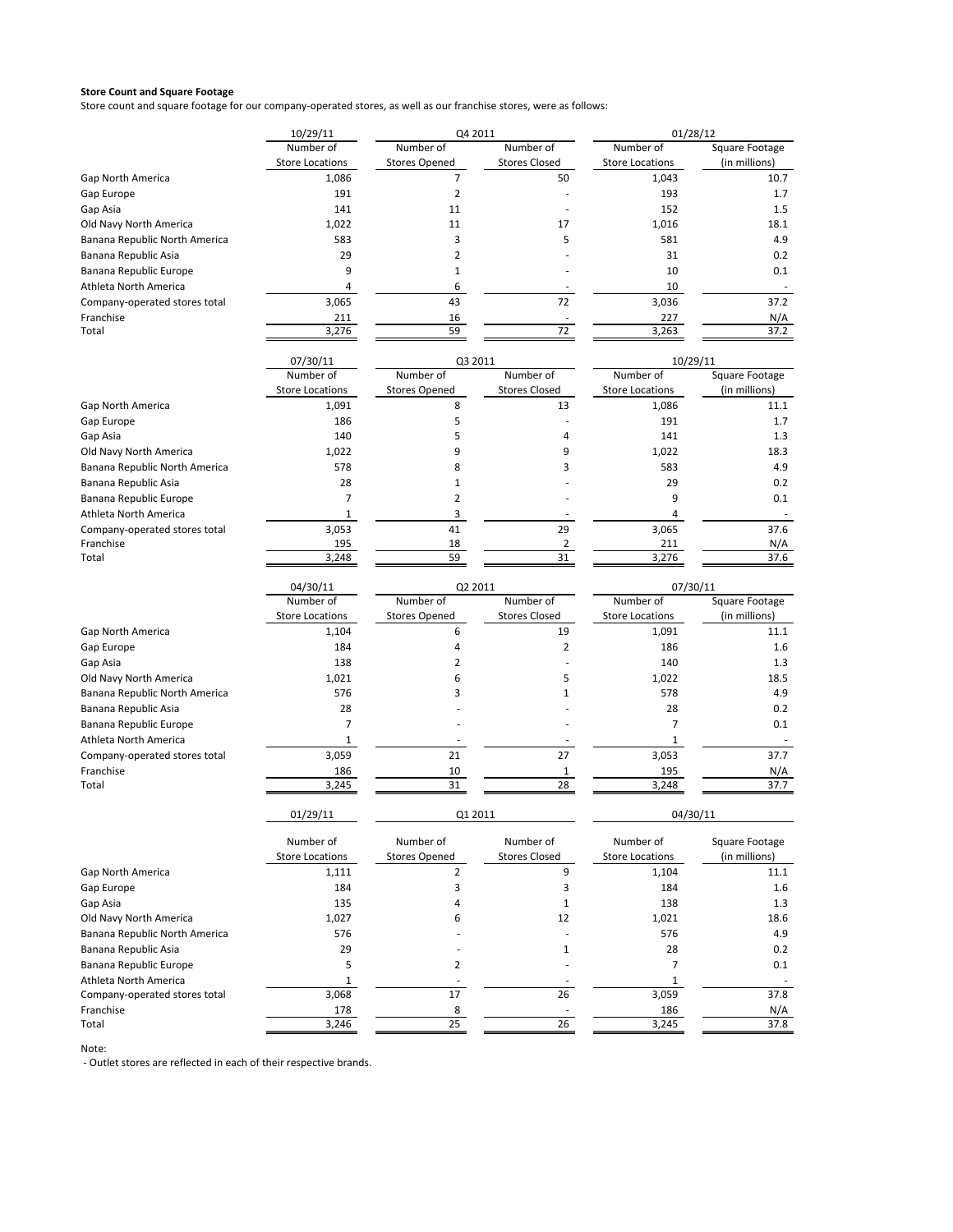**Store Count and Square Footage**

Store count and square footage for our company-operated stores, as well as our franchise stores, were as follows:

| | 10/29/11 | Q4 2011 | | 01/28/12 | |
|---|---|---|---|---|---|
| | Number of Store Locations | Number of Stores Opened | Number of Stores Closed | Number of Store Locations | Square Footage (in millions) |
| Gap North America | 1,086 | 7 | 50 | 1,043 | 10.7 |
| Gap Europe | 191 | 2 | - | 193 | 1.7 |
| Gap Asia | 141 | 11 | - | 152 | 1.5 |
| Old Navy North America | 1,022 | 11 | 17 | 1,016 | 18.1 |
| Banana Republic North America | 583 | 3 | 5 | 581 | 4.9 |
| Banana Republic Asia | 29 | 2 | - | 31 | 0.2 |
| Banana Republic Europe | 9 | 1 | - | 10 | 0.1 |
| Athleta North America | 4 | 6 | - | 10 | - |
| Company-operated stores total | 3,065 | 43 | 72 | 3,036 | 37.2 |
| Franchise | 211 | 16 | - | 227 | N/A |
| Total | 3,276 | 59 | 72 | 3,263 | 37.2 |

| | 07/30/11 | Q3 2011 | | 10/29/11 | |
|---|---|---|---|---|---|
| | Number of Store Locations | Number of Stores Opened | Number of Stores Closed | Number of Store Locations | Square Footage (in millions) |
| Gap North America | 1,091 | 8 | 13 | 1,086 | 11.1 |
| Gap Europe | 186 | 5 | - | 191 | 1.7 |
| Gap Asia | 140 | 5 | 4 | 141 | 1.3 |
| Old Navy North America | 1,022 | 9 | 9 | 1,022 | 18.3 |
| Banana Republic North America | 578 | 8 | 3 | 583 | 4.9 |
| Banana Republic Asia | 28 | 1 | - | 29 | 0.2 |
| Banana Republic Europe | 7 | 2 | - | 9 | 0.1 |
| Athleta North America | 1 | 3 | - | 4 | - |
| Company-operated stores total | 3,053 | 41 | 29 | 3,065 | 37.6 |
| Franchise | 195 | 18 | 2 | 211 | N/A |
| Total | 3,248 | 59 | 31 | 3,276 | 37.6 |

| | 04/30/11 | Q2 2011 | | 07/30/11 | |
|---|---|---|---|---|---|
| | Number of Store Locations | Number of Stores Opened | Number of Stores Closed | Number of Store Locations | Square Footage (in millions) |
| Gap North America | 1,104 | 6 | 19 | 1,091 | 11.1 |
| Gap Europe | 184 | 4 | 2 | 186 | 1.6 |
| Gap Asia | 138 | 2 | - | 140 | 1.3 |
| Old Navy North America | 1,021 | 6 | 5 | 1,022 | 18.5 |
| Banana Republic North America | 576 | 3 | 1 | 578 | 4.9 |
| Banana Republic Asia | 28 | - | - | 28 | 0.2 |
| Banana Republic Europe | 7 | - | - | 7 | 0.1 |
| Athleta North America | 1 | - | - | 1 | - |
| Company-operated stores total | 3,059 | 21 | 27 | 3,053 | 37.7 |
| Franchise | 186 | 10 | 1 | 195 | N/A |
| Total | 3,245 | 31 | 28 | 3,248 | 37.7 |

| | 01/29/11 | Q1 2011 | | 04/30/11 | |
|---|---|---|---|---|---|
| | Number of Store Locations | Number of Stores Opened | Number of Stores Closed | Number of Store Locations | Square Footage (in millions) |
| Gap North America | 1,111 | 2 | 9 | 1,104 | 11.1 |
| Gap Europe | 184 | 3 | 3 | 184 | 1.6 |
| Gap Asia | 135 | 4 | 1 | 138 | 1.3 |
| Old Navy North America | 1,027 | 6 | 12 | 1,021 | 18.6 |
| Banana Republic North America | 576 | - | - | 576 | 4.9 |
| Banana Republic Asia | 29 | - | 1 | 28 | 0.2 |
| Banana Republic Europe | 5 | 2 | - | 7 | 0.1 |
| Athleta North America | 1 | - | - | 1 | - |
| Company-operated stores total | 3,068 | 17 | 26 | 3,059 | 37.8 |
| Franchise | 178 | 8 | - | 186 | N/A |
| Total | 3,246 | 25 | 26 | 3,245 | 37.8 |

Note:

- Outlet stores are reflected in each of their respective brands.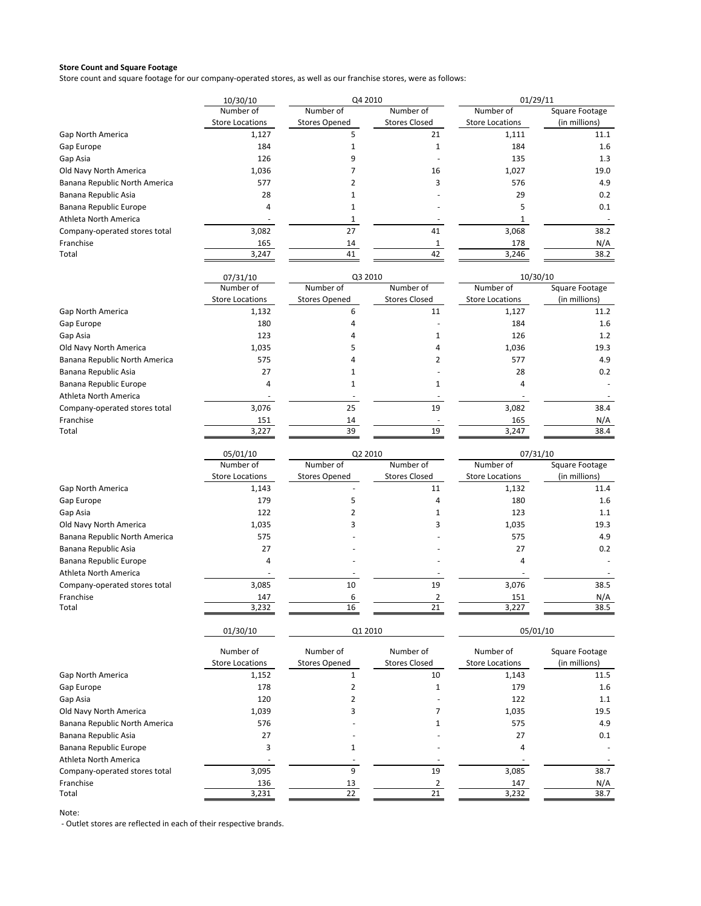**Store Count and Square Footage**

Store count and square footage for our company-operated stores, as well as our franchise stores, were as follows:

| | 10/30/10 | Q4 2010 | | 01/29/11 | |
|---|---|---|---|---|---|
| | Number of Store Locations | Number of Stores Opened | Number of Stores Closed | Number of Store Locations | Square Footage (in millions) |
| Gap North America | 1,127 | 5 | 21 | 1,111 | 11.1 |
| Gap Europe | 184 | 1 | 1 | 184 | 1.6 |
| Gap Asia | 126 | 9 | - | 135 | 1.3 |
| Old Navy North America | 1,036 | 7 | 16 | 1,027 | 19.0 |
| Banana Republic North America | 577 | 2 | 3 | 576 | 4.9 |
| Banana Republic Asia | 28 | 1 | - | 29 | 0.2 |
| Banana Republic Europe | 4 | 1 | - | 5 | 0.1 |
| Athleta North America | - | 1 | - | 1 | - |
| Company-operated stores total | 3,082 | 27 | 41 | 3,068 | 38.2 |
| Franchise | 165 | 14 | 1 | 178 | N/A |
| Total | 3,247 | 41 | 42 | 3,246 | 38.2 |

| | 07/31/10 | Q3 2010 | | 10/30/10 | |
|---|---|---|---|---|---|
| | Number of Store Locations | Number of Stores Opened | Number of Stores Closed | Number of Store Locations | Square Footage (in millions) |
| Gap North America | 1,132 | 6 | 11 | 1,127 | 11.2 |
| Gap Europe | 180 | 4 | - | 184 | 1.6 |
| Gap Asia | 123 | 4 | 1 | 126 | 1.2 |
| Old Navy North America | 1,035 | 5 | 4 | 1,036 | 19.3 |
| Banana Republic North America | 575 | 4 | 2 | 577 | 4.9 |
| Banana Republic Asia | 27 | 1 | - | 28 | 0.2 |
| Banana Republic Europe | 4 | 1 | 1 | 4 | - |
| Athleta North America | - | - | - | - | - |
| Company-operated stores total | 3,076 | 25 | 19 | 3,082 | 38.4 |
| Franchise | 151 | 14 | - | 165 | N/A |
| Total | 3,227 | 39 | 19 | 3,247 | 38.4 |

| | 05/01/10 | Q2 2010 | | 07/31/10 | |
|---|---|---|---|---|---|
| | Number of Store Locations | Number of Stores Opened | Number of Stores Closed | Number of Store Locations | Square Footage (in millions) |
| Gap North America | 1,143 | - | 11 | 1,132 | 11.4 |
| Gap Europe | 179 | 5 | 4 | 180 | 1.6 |
| Gap Asia | 122 | 2 | 1 | 123 | 1.1 |
| Old Navy North America | 1,035 | 3 | 3 | 1,035 | 19.3 |
| Banana Republic North America | 575 | - | - | 575 | 4.9 |
| Banana Republic Asia | 27 | - | - | 27 | 0.2 |
| Banana Republic Europe | 4 | - | - | 4 | - |
| Athleta North America | - | - | - | - | - |
| Company-operated stores total | 3,085 | 10 | 19 | 3,076 | 38.5 |
| Franchise | 147 | 6 | 2 | 151 | N/A |
| Total | 3,232 | 16 | 21 | 3,227 | 38.5 |

| | 01/30/10 | Q1 2010 | | 05/01/10 | |
|---|---|---|---|---|---|
| | Number of Store Locations | Number of Stores Opened | Number of Stores Closed | Number of Store Locations | Square Footage (in millions) |
| Gap North America | 1,152 | 1 | 10 | 1,143 | 11.5 |
| Gap Europe | 178 | 2 | 1 | 179 | 1.6 |
| Gap Asia | 120 | 2 | - | 122 | 1.1 |
| Old Navy North America | 1,039 | 3 | 7 | 1,035 | 19.5 |
| Banana Republic North America | 576 | - | 1 | 575 | 4.9 |
| Banana Republic Asia | 27 | - | - | 27 | 0.1 |
| Banana Republic Europe | 3 | 1 | - | 4 | - |
| Athleta North America | - | - | - | - | - |
| Company-operated stores total | 3,095 | 9 | 19 | 3,085 | 38.7 |
| Franchise | 136 | 13 | 2 | 147 | N/A |
| Total | 3,231 | 22 | 21 | 3,232 | 38.7 |

Note:

- Outlet stores are reflected in each of their respective brands.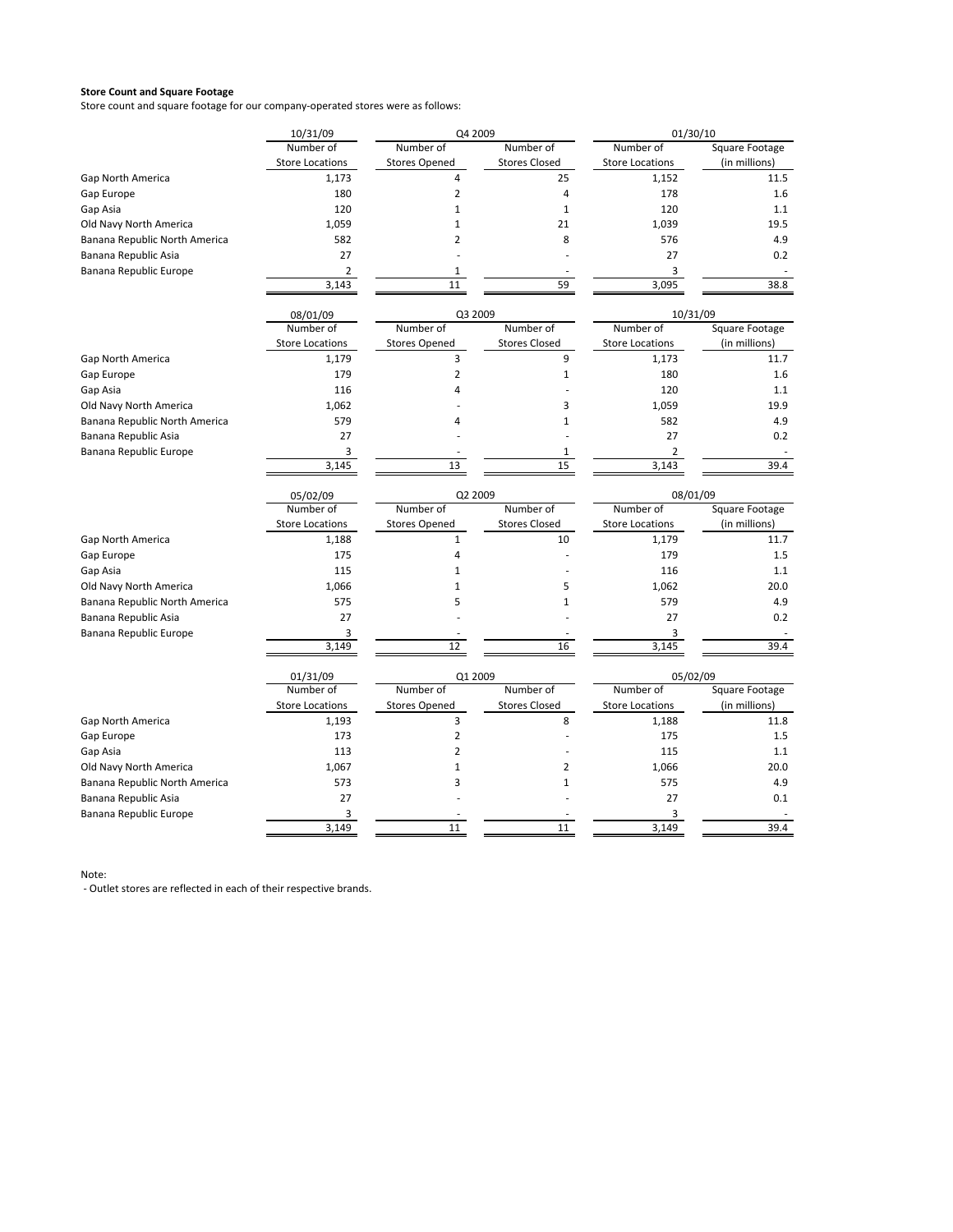**Store Count and Square Footage**

Store count and square footage for our company-operated stores were as follows:

| | 10/31/09 | Q4 2009 | | 01/30/10 | |
|---|---|---|---|---|---|
| | Number of Store Locations | Number of Stores Opened | Number of Stores Closed | Number of Store Locations | Square Footage (in millions) |
| Gap North America | 1,173 | 4 | 25 | 1,152 | 11.5 |
| Gap Europe | 180 | 2 | 4 | 178 | 1.6 |
| Gap Asia | 120 | 1 | 1 | 120 | 1.1 |
| Old Navy North America | 1,059 | 1 | 21 | 1,039 | 19.5 |
| Banana Republic North America | 582 | 2 | 8 | 576 | 4.9 |
| Banana Republic Asia | 27 | - | - | 27 | 0.2 |
| Banana Republic Europe | 2 | 1 | - | 3 | - |
| | 3,143 | 11 | 59 | 3,095 | 38.8 |

| | 08/01/09 | Q3 2009 | | 10/31/09 | |
|---|---|---|---|---|---|
| | Number of Store Locations | Number of Stores Opened | Number of Stores Closed | Number of Store Locations | Square Footage (in millions) |
| Gap North America | 1,179 | 3 | 9 | 1,173 | 11.7 |
| Gap Europe | 179 | 2 | 1 | 180 | 1.6 |
| Gap Asia | 116 | 4 | - | 120 | 1.1 |
| Old Navy North America | 1,062 | - | 3 | 1,059 | 19.9 |
| Banana Republic North America | 579 | 4 | 1 | 582 | 4.9 |
| Banana Republic Asia | 27 | - | - | 27 | 0.2 |
| Banana Republic Europe | 3 | - | 1 | 2 | - |
| | 3,145 | 13 | 15 | 3,143 | 39.4 |

| | 05/02/09 | Q2 2009 | | 08/01/09 | |
|---|---|---|---|---|---|
| | Number of Store Locations | Number of Stores Opened | Number of Stores Closed | Number of Store Locations | Square Footage (in millions) |
| Gap North America | 1,188 | 1 | 10 | 1,179 | 11.7 |
| Gap Europe | 175 | 4 | - | 179 | 1.5 |
| Gap Asia | 115 | 1 | - | 116 | 1.1 |
| Old Navy North America | 1,066 | 1 | 5 | 1,062 | 20.0 |
| Banana Republic North America | 575 | 5 | 1 | 579 | 4.9 |
| Banana Republic Asia | 27 | - | - | 27 | 0.2 |
| Banana Republic Europe | 3 | - | - | 3 | - |
| | 3,149 | 12 | 16 | 3,145 | 39.4 |

| | 01/31/09 | Q1 2009 | | 05/02/09 | |
|---|---|---|---|---|---|
| | Number of Store Locations | Number of Stores Opened | Number of Stores Closed | Number of Store Locations | Square Footage (in millions) |
| Gap North America | 1,193 | 3 | 8 | 1,188 | 11.8 |
| Gap Europe | 173 | 2 | - | 175 | 1.5 |
| Gap Asia | 113 | 2 | - | 115 | 1.1 |
| Old Navy North America | 1,067 | 1 | 2 | 1,066 | 20.0 |
| Banana Republic North America | 573 | 3 | 1 | 575 | 4.9 |
| Banana Republic Asia | 27 | - | - | 27 | 0.1 |
| Banana Republic Europe | 3 | - | - | 3 | - |
| | 3,149 | 11 | 11 | 3,149 | 39.4 |

Note:

- Outlet stores are reflected in each of their respective brands.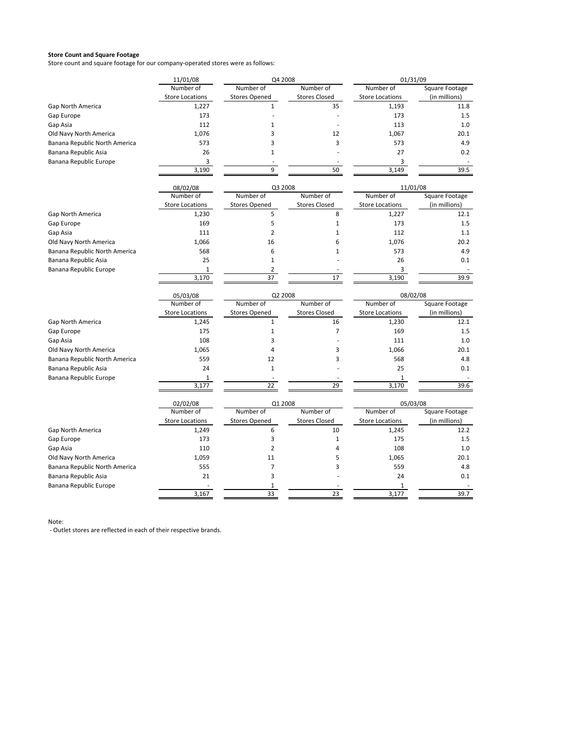**Store Count and Square Footage**

Store count and square footage for our company-operated stores were as follows:

| | 11/01/08 | Q4 2008 | | 01/31/09 | |
|---|---|---|---|---|---|
| | Number of Store Locations | Number of Stores Opened | Number of Stores Closed | Number of Store Locations | Square Footage (in millions) |
| Gap North America | 1,227 | 1 | 35 | 1,193 | 11.8 |
| Gap Europe | 173 | - | - | 173 | 1.5 |
| Gap Asia | 112 | 1 | - | 113 | 1.0 |
| Old Navy North America | 1,076 | 3 | 12 | 1,067 | 20.1 |
| Banana Republic North America | 573 | 3 | 3 | 573 | 4.9 |
| Banana Republic Asia | 26 | 1 | - | 27 | 0.2 |
| Banana Republic Europe | 3 | - | - | 3 | - |
| | 3,190 | 9 | 50 | 3,149 | 39.5 |

| | 08/02/08 | Q3 2008 | | 11/01/08 | |
|---|---|---|---|---|---|
| | Number of Store Locations | Number of Stores Opened | Number of Stores Closed | Number of Store Locations | Square Footage (in millions) |
| Gap North America | 1,230 | 5 | 8 | 1,227 | 12.1 |
| Gap Europe | 169 | 5 | 1 | 173 | 1.5 |
| Gap Asia | 111 | 2 | 1 | 112 | 1.1 |
| Old Navy North America | 1,066 | 16 | 6 | 1,076 | 20.2 |
| Banana Republic North America | 568 | 6 | 1 | 573 | 4.9 |
| Banana Republic Asia | 25 | 1 | - | 26 | 0.1 |
| Banana Republic Europe | 1 | 2 | - | 3 | - |
| | 3,170 | 37 | 17 | 3,190 | 39.9 |

| | 05/03/08 | Q2 2008 | | 08/02/08 | |
|---|---|---|---|---|---|
| | Number of Store Locations | Number of Stores Opened | Number of Stores Closed | Number of Store Locations | Square Footage (in millions) |
| Gap North America | 1,245 | 1 | 16 | 1,230 | 12.1 |
| Gap Europe | 175 | 1 | 7 | 169 | 1.5 |
| Gap Asia | 108 | 3 | - | 111 | 1.0 |
| Old Navy North America | 1,065 | 4 | 3 | 1,066 | 20.1 |
| Banana Republic North America | 559 | 12 | 3 | 568 | 4.8 |
| Banana Republic Asia | 24 | 1 | - | 25 | 0.1 |
| Banana Republic Europe | 1 | - | - | 1 | - |
| | 3,177 | 22 | 29 | 3,170 | 39.6 |

| | 02/02/08 | Q1 2008 | | 05/03/08 | |
|---|---|---|---|---|---|
| | Number of Store Locations | Number of Stores Opened | Number of Stores Closed | Number of Store Locations | Square Footage (in millions) |
| Gap North America | 1,249 | 6 | 10 | 1,245 | 12.2 |
| Gap Europe | 173 | 3 | 1 | 175 | 1.5 |
| Gap Asia | 110 | 2 | 4 | 108 | 1.0 |
| Old Navy North America | 1,059 | 11 | 5 | 1,065 | 20.1 |
| Banana Republic North America | 555 | 7 | 3 | 559 | 4.8 |
| Banana Republic Asia | 21 | 3 | - | 24 | 0.1 |
| Banana Republic Europe | - | 1 | - | 1 | - |
| | 3,167 | 33 | 23 | 3,177 | 39.7 |

Note:

- Outlet stores are reflected in each of their respective brands.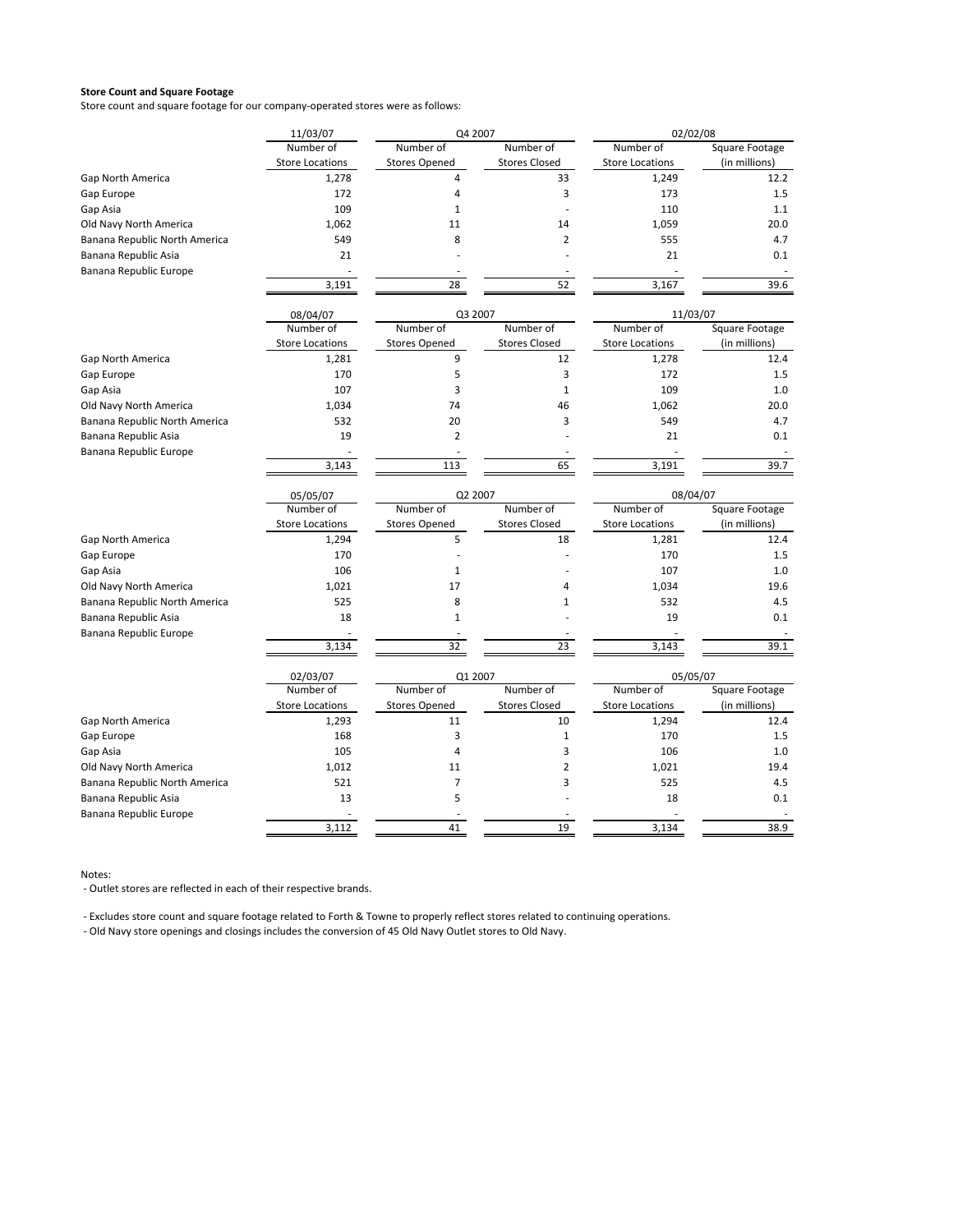**Store Count and Square Footage**

Store count and square footage for our company-operated stores were as follows:

| | 11/03/07 | Q4 2007 | | 02/02/08 | |
|---|---|---|---|---|---|
| | Number of Store Locations | Number of Stores Opened | Number of Stores Closed | Number of Store Locations | Square Footage (in millions) |
| Gap North America | 1,278 | 4 | 33 | 1,249 | 12.2 |
| Gap Europe | 172 | 4 | 3 | 173 | 1.5 |
| Gap Asia | 109 | 1 | - | 110 | 1.1 |
| Old Navy North America | 1,062 | 11 | 14 | 1,059 | 20.0 |
| Banana Republic North America | 549 | 8 | 2 | 555 | 4.7 |
| Banana Republic Asia | 21 | - | - | 21 | 0.1 |
| Banana Republic Europe | - | - | - | - | - |
| | 3,191 | 28 | 52 | 3,167 | 39.6 |

| | 08/04/07 | Q3 2007 | | 11/03/07 | |
|---|---|---|---|---|---|
| | Number of Store Locations | Number of Stores Opened | Number of Stores Closed | Number of Store Locations | Square Footage (in millions) |
| Gap North America | 1,281 | 9 | 12 | 1,278 | 12.4 |
| Gap Europe | 170 | 5 | 3 | 172 | 1.5 |
| Gap Asia | 107 | 3 | 1 | 109 | 1.0 |
| Old Navy North America | 1,034 | 74 | 46 | 1,062 | 20.0 |
| Banana Republic North America | 532 | 20 | 3 | 549 | 4.7 |
| Banana Republic Asia | 19 | 2 | - | 21 | 0.1 |
| Banana Republic Europe | - | - | - | - | - |
| | 3,143 | 113 | 65 | 3,191 | 39.7 |

| | 05/05/07 | Q2 2007 | | 08/04/07 | |
|---|---|---|---|---|---|
| | Number of Store Locations | Number of Stores Opened | Number of Stores Closed | Number of Store Locations | Square Footage (in millions) |
| Gap North America | 1,294 | 5 | 18 | 1,281 | 12.4 |
| Gap Europe | 170 | - | - | 170 | 1.5 |
| Gap Asia | 106 | 1 | - | 107 | 1.0 |
| Old Navy North America | 1,021 | 17 | 4 | 1,034 | 19.6 |
| Banana Republic North America | 525 | 8 | 1 | 532 | 4.5 |
| Banana Republic Asia | 18 | 1 | - | 19 | 0.1 |
| Banana Republic Europe | - | - | - | - | - |
| | 3,134 | 32 | 23 | 3,143 | 39.1 |

| | 02/03/07 | Q1 2007 | | 05/05/07 | |
|---|---|---|---|---|---|
| | Number of Store Locations | Number of Stores Opened | Number of Stores Closed | Number of Store Locations | Square Footage (in millions) |
| Gap North America | 1,293 | 11 | 10 | 1,294 | 12.4 |
| Gap Europe | 168 | 3 | 1 | 170 | 1.5 |
| Gap Asia | 105 | 4 | 3 | 106 | 1.0 |
| Old Navy North America | 1,012 | 11 | 2 | 1,021 | 19.4 |
| Banana Republic North America | 521 | 7 | 3 | 525 | 4.5 |
| Banana Republic Asia | 13 | 5 | - | 18 | 0.1 |
| Banana Republic Europe | - | - | - | - | - |
| | 3,112 | 41 | 19 | 3,134 | 38.9 |

Notes:

- Outlet stores are reflected in each of their respective brands.

- Excludes store count and square footage related to Forth & Towne to properly reflect stores related to continuing operations.
- Old Navy store openings and closings includes the conversion of 45 Old Navy Outlet stores to Old Navy.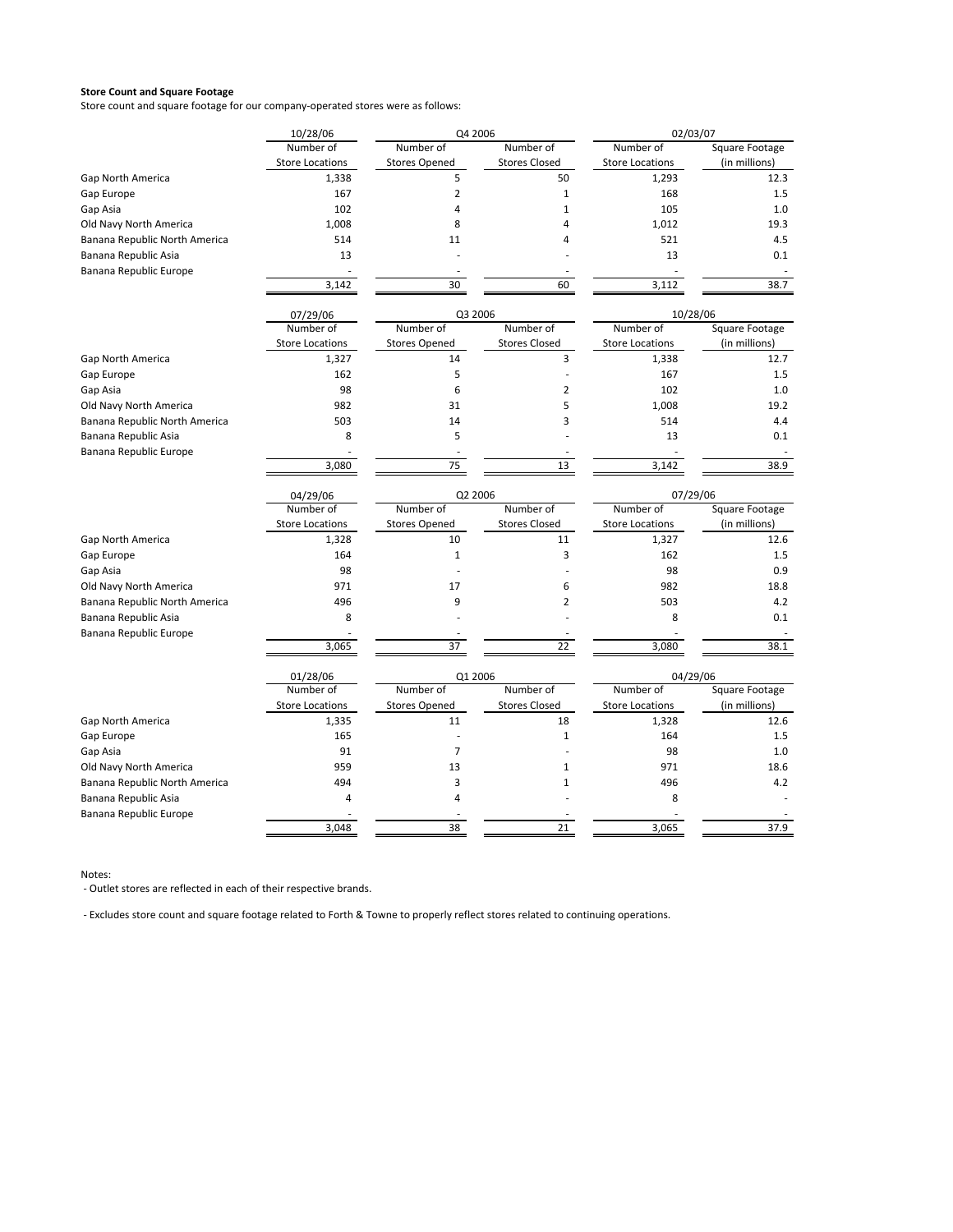**Store Count and Square Footage**

Store count and square footage for our company-operated stores were as follows:

| | 10/28/06 | Q4 2006 | | 02/03/07 | |
|---|---|---|---|---|---|
| | Number of Store Locations | Number of Stores Opened | Number of Stores Closed | Number of Store Locations | Square Footage (in millions) |
| Gap North America | 1,338 | 5 | 50 | 1,293 | 12.3 |
| Gap Europe | 167 | 2 | 1 | 168 | 1.5 |
| Gap Asia | 102 | 4 | 1 | 105 | 1.0 |
| Old Navy North America | 1,008 | 8 | 4 | 1,012 | 19.3 |
| Banana Republic North America | 514 | 11 | 4 | 521 | 4.5 |
| Banana Republic Asia | 13 | - | - | 13 | 0.1 |
| Banana Republic Europe | - | - | - | - | - |
| | 3,142 | 30 | 60 | 3,112 | 38.7 |

| | 07/29/06 | Q3 2006 | | 10/28/06 | |
|---|---|---|---|---|---|
| | Number of Store Locations | Number of Stores Opened | Number of Stores Closed | Number of Store Locations | Square Footage (in millions) |
| Gap North America | 1,327 | 14 | 3 | 1,338 | 12.7 |
| Gap Europe | 162 | 5 | - | 167 | 1.5 |
| Gap Asia | 98 | 6 | 2 | 102 | 1.0 |
| Old Navy North America | 982 | 31 | 5 | 1,008 | 19.2 |
| Banana Republic North America | 503 | 14 | 3 | 514 | 4.4 |
| Banana Republic Asia | 8 | 5 | - | 13 | 0.1 |
| Banana Republic Europe | - | - | - | - | - |
| | 3,080 | 75 | 13 | 3,142 | 38.9 |

| | 04/29/06 | Q2 2006 | | 07/29/06 | |
|---|---|---|---|---|---|
| | Number of Store Locations | Number of Stores Opened | Number of Stores Closed | Number of Store Locations | Square Footage (in millions) |
| Gap North America | 1,328 | 10 | 11 | 1,327 | 12.6 |
| Gap Europe | 164 | 1 | 3 | 162 | 1.5 |
| Gap Asia | 98 | - | - | 98 | 0.9 |
| Old Navy North America | 971 | 17 | 6 | 982 | 18.8 |
| Banana Republic North America | 496 | 9 | 2 | 503 | 4.2 |
| Banana Republic Asia | 8 | - | - | 8 | 0.1 |
| Banana Republic Europe | - | - | - | - | - |
| | 3,065 | 37 | 22 | 3,080 | 38.1 |

| | 01/28/06 | Q1 2006 | | 04/29/06 | |
|---|---|---|---|---|---|
| | Number of Store Locations | Number of Stores Opened | Number of Stores Closed | Number of Store Locations | Square Footage (in millions) |
| Gap North America | 1,335 | 11 | 18 | 1,328 | 12.6 |
| Gap Europe | 165 | - | 1 | 164 | 1.5 |
| Gap Asia | 91 | 7 | - | 98 | 1.0 |
| Old Navy North America | 959 | 13 | 1 | 971 | 18.6 |
| Banana Republic North America | 494 | 3 | 1 | 496 | 4.2 |
| Banana Republic Asia | 4 | 4 | - | 8 | - |
| Banana Republic Europe | - | - | - | - | - |
| | 3,048 | 38 | 21 | 3,065 | 37.9 |

Notes:

- Outlet stores are reflected in each of their respective brands.

- Excludes store count and square footage related to Forth & Towne to properly reflect stores related to continuing operations.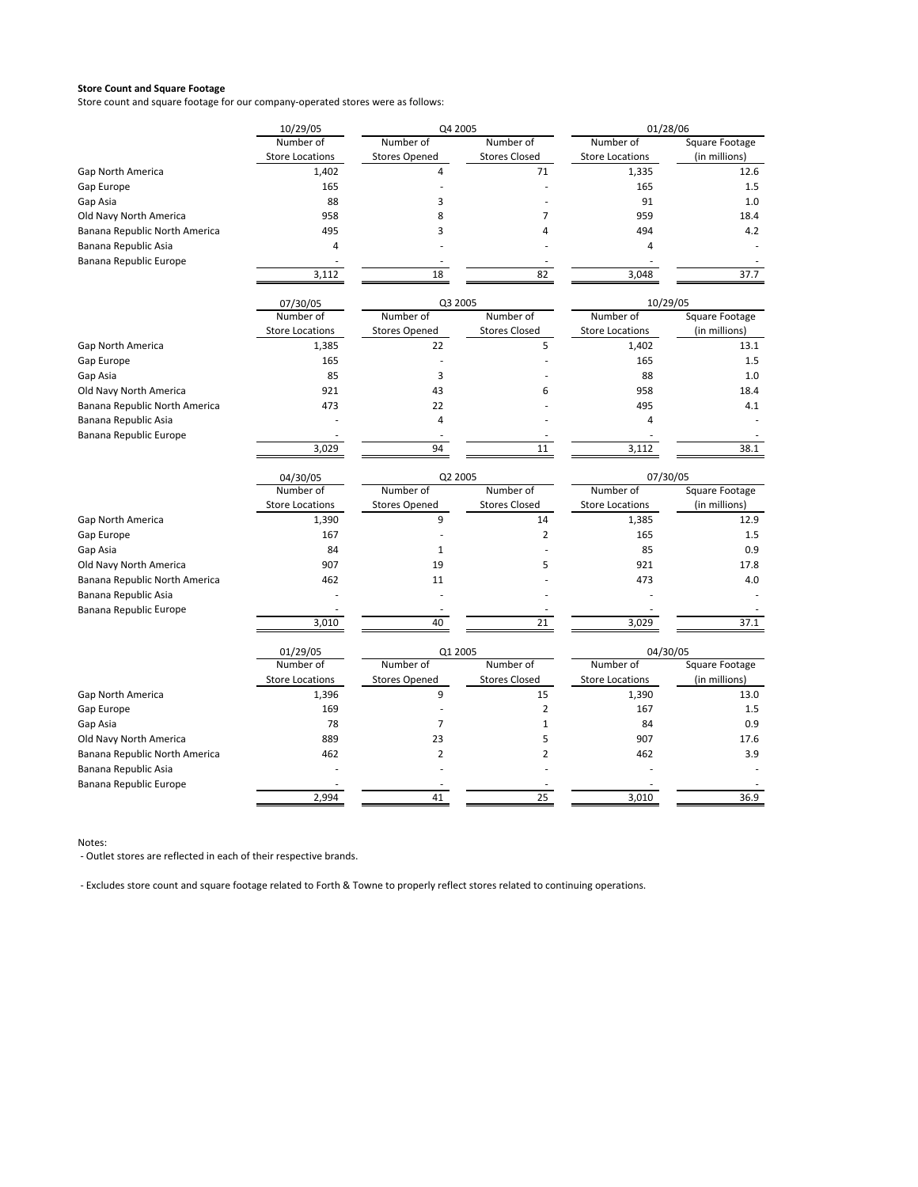**Store Count and Square Footage**

Store count and square footage for our company-operated stores were as follows:

| | 10/29/05 | Q4 2005 | | 01/28/06 | |
|---|---|---|---|---|---|
| | Number of Store Locations | Number of Stores Opened | Number of Stores Closed | Number of Store Locations | Square Footage (in millions) |
| Gap North America | 1,402 | 4 | 71 | 1,335 | 12.6 |
| Gap Europe | 165 | - | - | 165 | 1.5 |
| Gap Asia | 88 | 3 | - | 91 | 1.0 |
| Old Navy North America | 958 | 8 | 7 | 959 | 18.4 |
| Banana Republic North America | 495 | 3 | 4 | 494 | 4.2 |
| Banana Republic Asia | 4 | - | - | 4 | - |
| Banana Republic Europe | - | - | - | - | - |
| | 3,112 | 18 | 82 | 3,048 | 37.7 |

| | 07/30/05 | Q3 2005 | | 10/29/05 | |
|---|---|---|---|---|---|
| | Number of Store Locations | Number of Stores Opened | Number of Stores Closed | Number of Store Locations | Square Footage (in millions) |
| Gap North America | 1,385 | 22 | 5 | 1,402 | 13.1 |
| Gap Europe | 165 | - | - | 165 | 1.5 |
| Gap Asia | 85 | 3 | - | 88 | 1.0 |
| Old Navy North America | 921 | 43 | 6 | 958 | 18.4 |
| Banana Republic North America | 473 | 22 | - | 495 | 4.1 |
| Banana Republic Asia | - | 4 | - | 4 | - |
| Banana Republic Europe | - | - | - | - | - |
| | 3,029 | 94 | 11 | 3,112 | 38.1 |

| | 04/30/05 | Q2 2005 | | 07/30/05 | |
|---|---|---|---|---|---|
| | Number of Store Locations | Number of Stores Opened | Number of Stores Closed | Number of Store Locations | Square Footage (in millions) |
| Gap North America | 1,390 | 9 | 14 | 1,385 | 12.9 |
| Gap Europe | 167 | - | 2 | 165 | 1.5 |
| Gap Asia | 84 | 1 | - | 85 | 0.9 |
| Old Navy North America | 907 | 19 | 5 | 921 | 17.8 |
| Banana Republic North America | 462 | 11 | - | 473 | 4.0 |
| Banana Republic Asia | - | - | - | - | - |
| Banana Republic Europe | - | - | - | - | - |
| | 3,010 | 40 | 21 | 3,029 | 37.1 |

| | 01/29/05 | Q1 2005 | | 04/30/05 | |
|---|---|---|---|---|---|
| | Number of Store Locations | Number of Stores Opened | Number of Stores Closed | Number of Store Locations | Square Footage (in millions) |
| Gap North America | 1,396 | 9 | 15 | 1,390 | 13.0 |
| Gap Europe | 169 | - | 2 | 167 | 1.5 |
| Gap Asia | 78 | 7 | 1 | 84 | 0.9 |
| Old Navy North America | 889 | 23 | 5 | 907 | 17.6 |
| Banana Republic North America | 462 | 2 | 2 | 462 | 3.9 |
| Banana Republic Asia | - | - | - | - | - |
| Banana Republic Europe | - | - | - | - | - |
| | 2,994 | 41 | 25 | 3,010 | 36.9 |

Notes:

- Outlet stores are reflected in each of their respective brands.

- Excludes store count and square footage related to Forth & Towne to properly reflect stores related to continuing operations.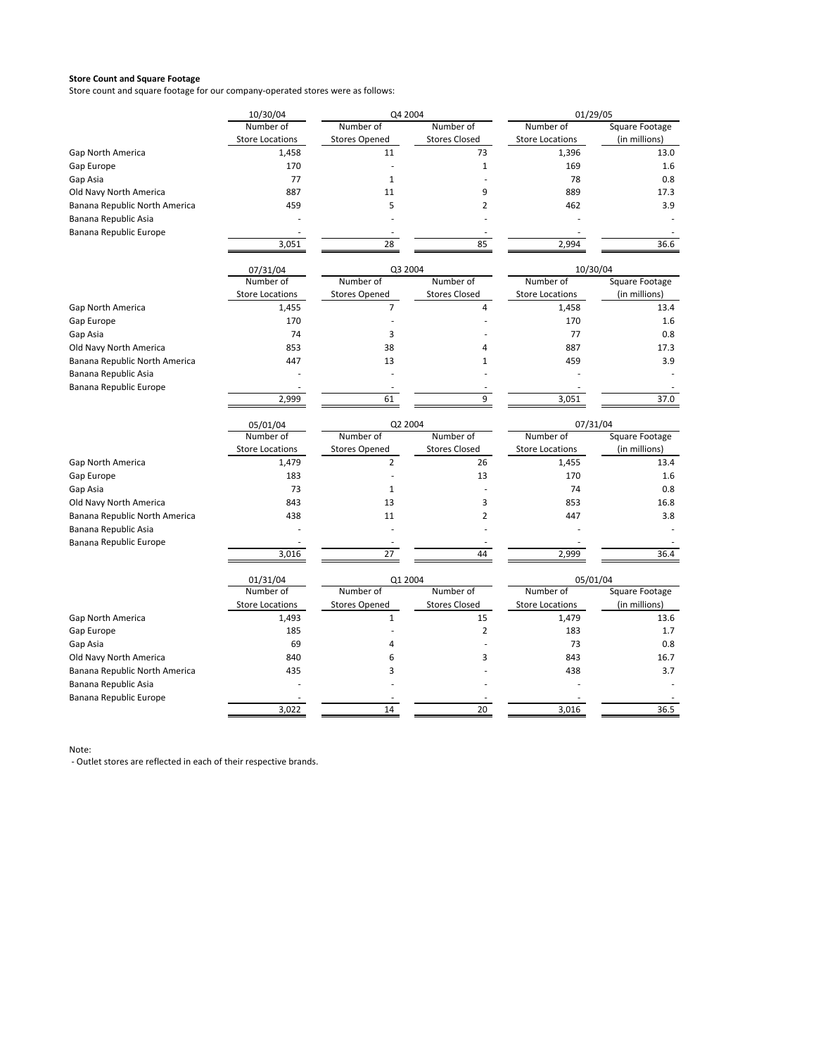**Store Count and Square Footage**

Store count and square footage for our company-operated stores were as follows:

| | 10/30/04 | Q4 2004 | | 01/29/05 | |
|---|---|---|---|---|---|
| | Number of Store Locations | Number of Stores Opened | Number of Stores Closed | Number of Store Locations | Square Footage (in millions) |
| Gap North America | 1,458 | 11 | 73 | 1,396 | 13.0 |
| Gap Europe | 170 | - | 1 | 169 | 1.6 |
| Gap Asia | 77 | 1 | - | 78 | 0.8 |
| Old Navy North America | 887 | 11 | 9 | 889 | 17.3 |
| Banana Republic North America | 459 | 5 | 2 | 462 | 3.9 |
| Banana Republic Asia | - | - | - | - | - |
| Banana Republic Europe | - | - | - | - | - |
| | 3,051 | 28 | 85 | 2,994 | 36.6 |

| | 07/31/04 | Q3 2004 | | 10/30/04 | |
|---|---|---|---|---|---|
| | Number of Store Locations | Number of Stores Opened | Number of Stores Closed | Number of Store Locations | Square Footage (in millions) |
| Gap North America | 1,455 | 7 | 4 | 1,458 | 13.4 |
| Gap Europe | 170 | - | - | 170 | 1.6 |
| Gap Asia | 74 | 3 | - | 77 | 0.8 |
| Old Navy North America | 853 | 38 | 4 | 887 | 17.3 |
| Banana Republic North America | 447 | 13 | 1 | 459 | 3.9 |
| Banana Republic Asia | - | - | - | - | - |
| Banana Republic Europe | - | - | - | - | - |
| | 2,999 | 61 | 9 | 3,051 | 37.0 |

| | 05/01/04 | Q2 2004 | | 07/31/04 | |
|---|---|---|---|---|---|
| | Number of Store Locations | Number of Stores Opened | Number of Stores Closed | Number of Store Locations | Square Footage (in millions) |
| Gap North America | 1,479 | 2 | 26 | 1,455 | 13.4 |
| Gap Europe | 183 | - | 13 | 170 | 1.6 |
| Gap Asia | 73 | 1 | - | 74 | 0.8 |
| Old Navy North America | 843 | 13 | 3 | 853 | 16.8 |
| Banana Republic North America | 438 | 11 | 2 | 447 | 3.8 |
| Banana Republic Asia | - | - | - | - | - |
| Banana Republic Europe | - | - | - | - | - |
| | 3,016 | 27 | 44 | 2,999 | 36.4 |

| | 01/31/04 | Q1 2004 | | 05/01/04 | |
|---|---|---|---|---|---|
| | Number of Store Locations | Number of Stores Opened | Number of Stores Closed | Number of Store Locations | Square Footage (in millions) |
| Gap North America | 1,493 | 1 | 15 | 1,479 | 13.6 |
| Gap Europe | 185 | - | 2 | 183 | 1.7 |
| Gap Asia | 69 | 4 | - | 73 | 0.8 |
| Old Navy North America | 840 | 6 | 3 | 843 | 16.7 |
| Banana Republic North America | 435 | 3 | - | 438 | 3.7 |
| Banana Republic Asia | - | - | - | - | - |
| Banana Republic Europe | - | - | - | - | - |
| | 3,022 | 14 | 20 | 3,016 | 36.5 |

Note:

- Outlet stores are reflected in each of their respective brands.